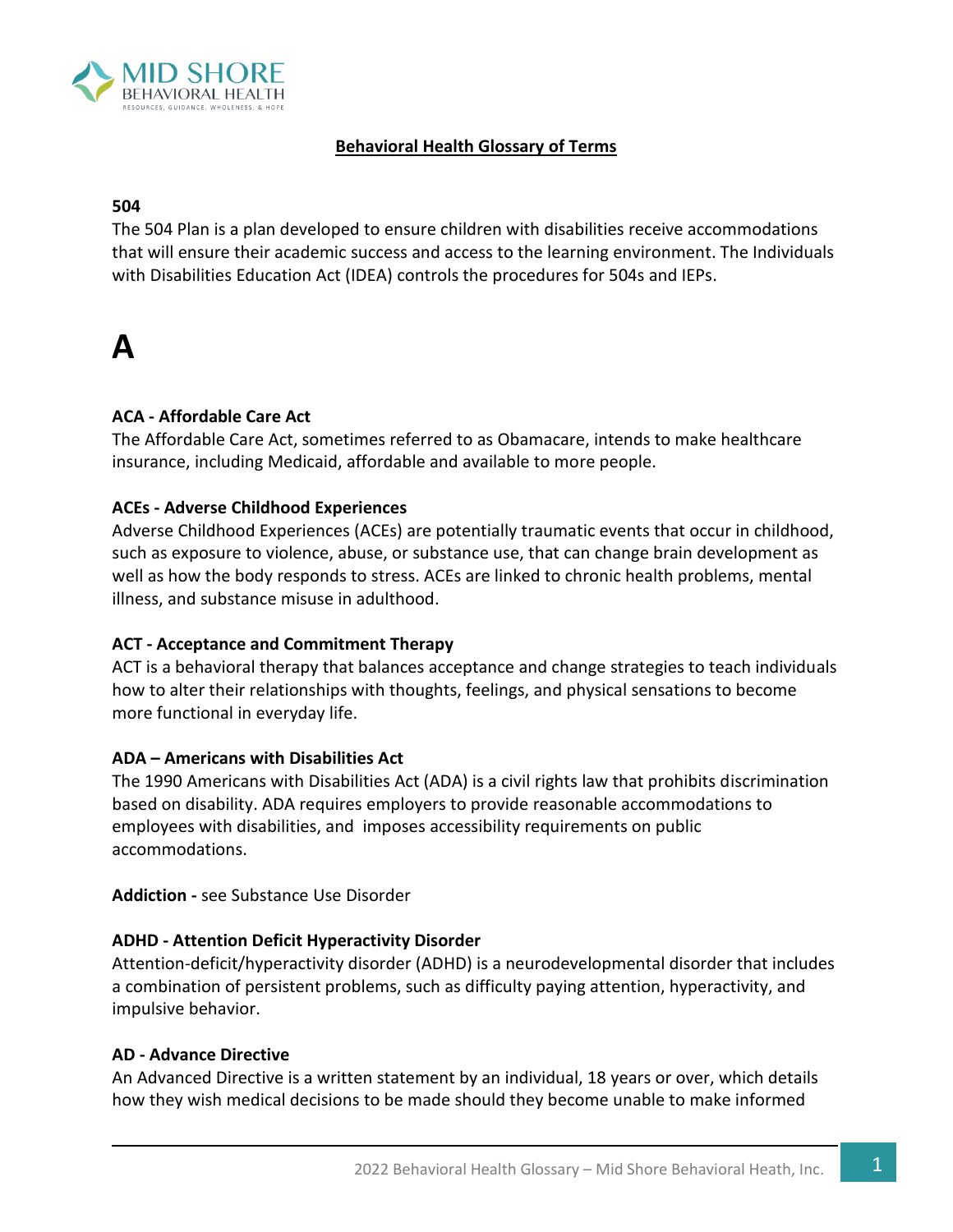# Behavioral Health Glossary of Terms

**504**

The 504 Plan is a plan developed to ensure children with disabilities receive accommodations that will ensure their academic success and access to the learning environment. The Individuals with Disabilities Education Act (IDEA) controls the procedures for 504s and IEPs.

## A

**ACA - Affordable Care Act**

The Affordable Care Act, sometimes referred to as Obamacare, intends to make healthcare insurance, including Medicaid, affordable and available to more people.

**ACEs - Adverse Childhood Experiences**

Adverse Childhood Experiences (ACEs) are potentially traumatic events that occur in childhood, such as exposure to violence, abuse, or substance use, that can change brain development as well as how the body responds to stress. ACEs are linked to chronic health problems, mental illness, and substance misuse in adulthood.

**ACT - Acceptance and Commitment Therapy**

ACT is a behavioral therapy that balances acceptance and change strategies to teach individuals how to alter their relationships with thoughts, feelings, and physical sensations to become more functional in everyday life.

**ADA – Americans with Disabilities Act**

The 1990 Americans with Disabilities Act (ADA) is a civil rights law that prohibits discrimination based on disability. ADA requires employers to provide reasonable accommodations to employees with disabilities, and imposes accessibility requirements on public accommodations.

**Addiction -** see Substance Use Disorder

**ADHD - Attention Deficit Hyperactivity Disorder**

Attention-deficit/hyperactivity disorder (ADHD) is a neurodevelopmental disorder that includes a combination of persistent problems, such as difficulty paying attention, hyperactivity, and impulsive behavior.

**AD - Advance Directive**

An Advanced Directive is a written statement by an individual, 18 years or over, which details how they wish medical decisions to be made should they become unable to make informed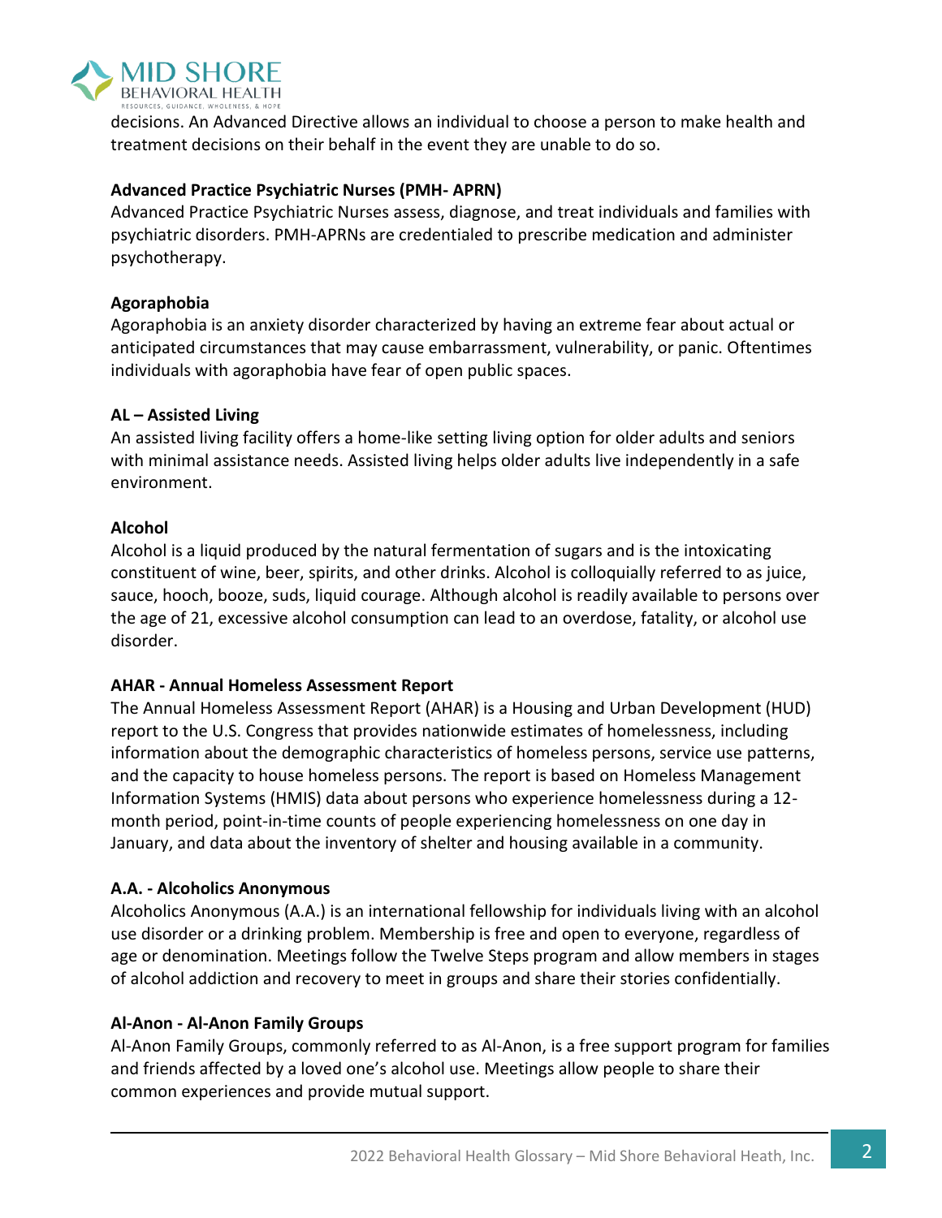decisions. An Advanced Directive allows an individual to choose a person to make health and treatment decisions on their behalf in the event they are unable to do so.

**Advanced Practice Psychiatric Nurses (PMH- APRN)**
Advanced Practice Psychiatric Nurses assess, diagnose, and treat individuals and families with psychiatric disorders. PMH-APRNs are credentialed to prescribe medication and administer psychotherapy.

**Agoraphobia**
Agoraphobia is an anxiety disorder characterized by having an extreme fear about actual or anticipated circumstances that may cause embarrassment, vulnerability, or panic. Oftentimes individuals with agoraphobia have fear of open public spaces.

**AL – Assisted Living**
An assisted living facility offers a home-like setting living option for older adults and seniors with minimal assistance needs. Assisted living helps older adults live independently in a safe environment.

**Alcohol**
Alcohol is a liquid produced by the natural fermentation of sugars and is the intoxicating constituent of wine, beer, spirits, and other drinks. Alcohol is colloquially referred to as juice, sauce, hooch, booze, suds, liquid courage. Although alcohol is readily available to persons over the age of 21, excessive alcohol consumption can lead to an overdose, fatality, or alcohol use disorder.

**AHAR - Annual Homeless Assessment Report**
The Annual Homeless Assessment Report (AHAR) is a Housing and Urban Development (HUD) report to the U.S. Congress that provides nationwide estimates of homelessness, including information about the demographic characteristics of homeless persons, service use patterns, and the capacity to house homeless persons. The report is based on Homeless Management Information Systems (HMIS) data about persons who experience homelessness during a 12-month period, point-in-time counts of people experiencing homelessness on one day in January, and data about the inventory of shelter and housing available in a community.

**A.A. - Alcoholics Anonymous**
Alcoholics Anonymous (A.A.) is an international fellowship for individuals living with an alcohol use disorder or a drinking problem. Membership is free and open to everyone, regardless of age or denomination. Meetings follow the Twelve Steps program and allow members in stages of alcohol addiction and recovery to meet in groups and share their stories confidentially.

**Al-Anon - Al-Anon Family Groups**
Al-Anon Family Groups, commonly referred to as Al-Anon, is a free support program for families and friends affected by a loved one's alcohol use. Meetings allow people to share their common experiences and provide mutual support.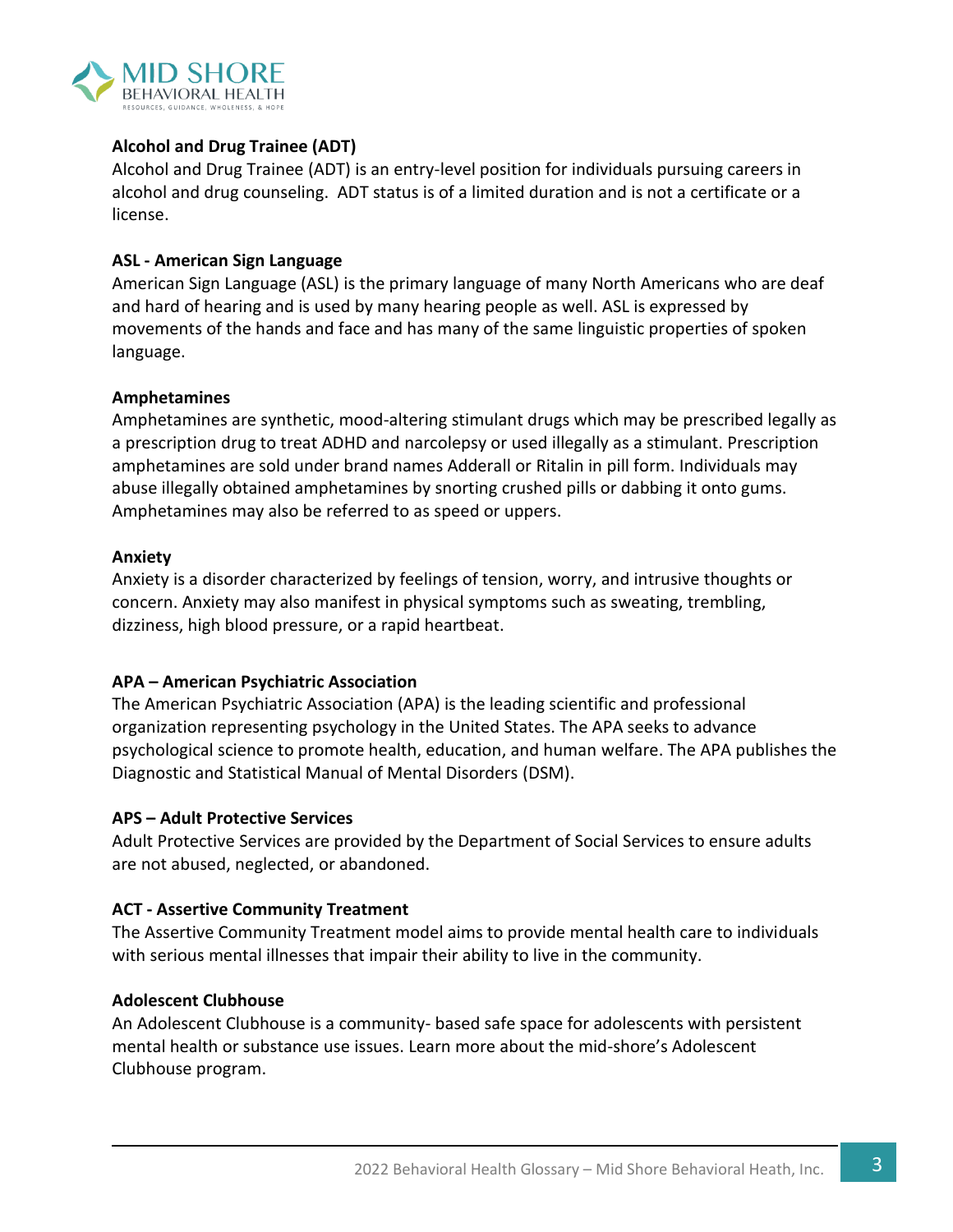### Alcohol and Drug Trainee (ADT)

Alcohol and Drug Trainee (ADT) is an entry-level position for individuals pursuing careers in alcohol and drug counseling. ADT status is of a limited duration and is not a certificate or a license.

### ASL - American Sign Language

American Sign Language (ASL) is the primary language of many North Americans who are deaf and hard of hearing and is used by many hearing people as well. ASL is expressed by movements of the hands and face and has many of the same linguistic properties of spoken language.

### Amphetamines

Amphetamines are synthetic, mood-altering stimulant drugs which may be prescribed legally as a prescription drug to treat ADHD and narcolepsy or used illegally as a stimulant. Prescription amphetamines are sold under brand names Adderall or Ritalin in pill form. Individuals may abuse illegally obtained amphetamines by snorting crushed pills or dabbing it onto gums. Amphetamines may also be referred to as speed or uppers.

### Anxiety

Anxiety is a disorder characterized by feelings of tension, worry, and intrusive thoughts or concern. Anxiety may also manifest in physical symptoms such as sweating, trembling, dizziness, high blood pressure, or a rapid heartbeat.

### APA – American Psychiatric Association

The American Psychiatric Association (APA) is the leading scientific and professional organization representing psychology in the United States. The APA seeks to advance psychological science to promote health, education, and human welfare. The APA publishes the Diagnostic and Statistical Manual of Mental Disorders (DSM).

### APS – Adult Protective Services

Adult Protective Services are provided by the Department of Social Services to ensure adults are not abused, neglected, or abandoned.

### ACT - Assertive Community Treatment

The Assertive Community Treatment model aims to provide mental health care to individuals with serious mental illnesses that impair their ability to live in the community.

### Adolescent Clubhouse

An Adolescent Clubhouse is a community- based safe space for adolescents with persistent mental health or substance use issues. Learn more about the mid-shore's Adolescent Clubhouse program.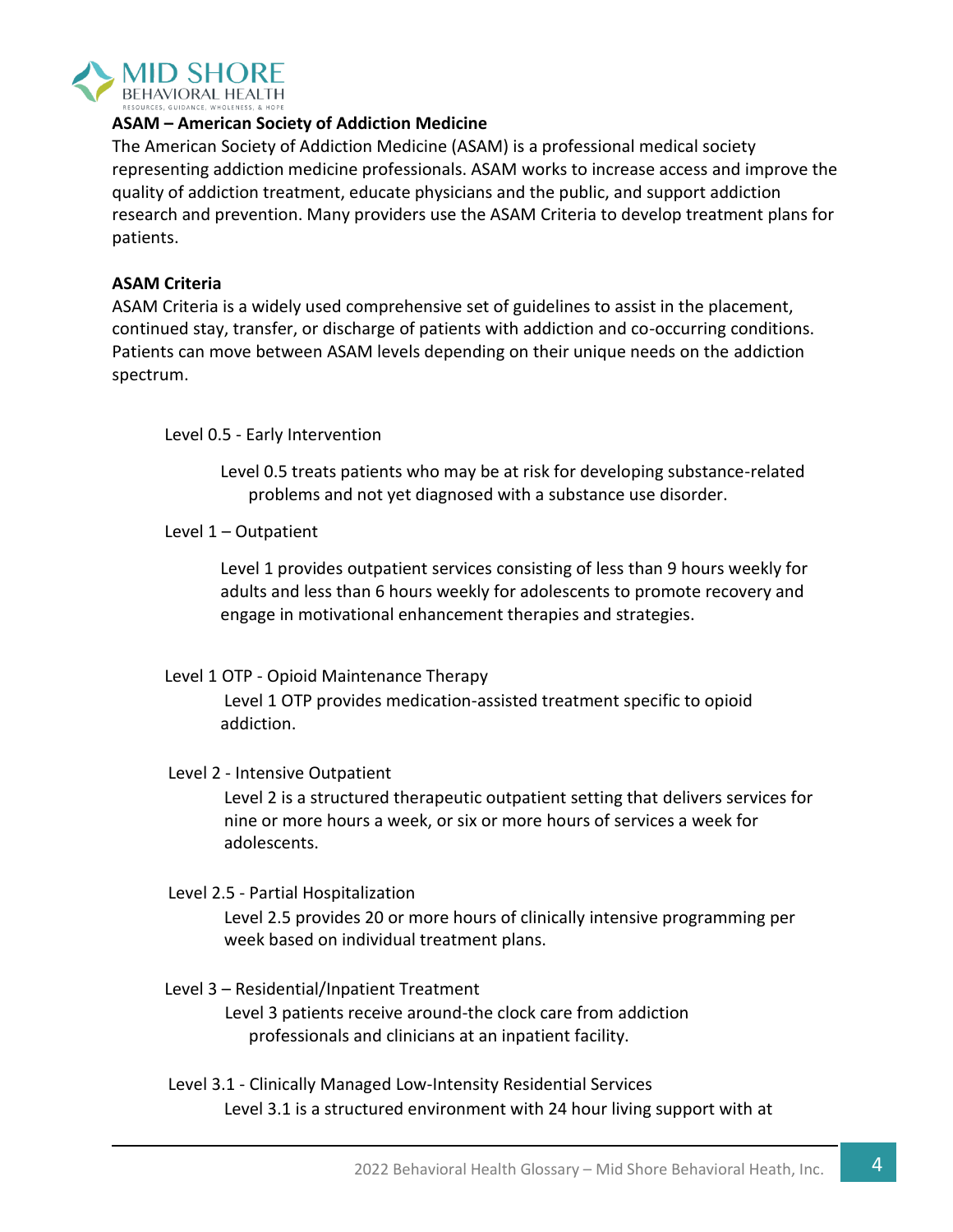### ASAM – American Society of Addiction Medicine

The American Society of Addiction Medicine (ASAM) is a professional medical society representing addiction medicine professionals. ASAM works to increase access and improve the quality of addiction treatment, educate physicians and the public, and support addiction research and prevention. Many providers use the ASAM Criteria to develop treatment plans for patients.

### ASAM Criteria

ASAM Criteria is a widely used comprehensive set of guidelines to assist in the placement, continued stay, transfer, or discharge of patients with addiction and co-occurring conditions. Patients can move between ASAM levels depending on their unique needs on the addiction spectrum.

Level 0.5 - Early Intervention

> Level 0.5 treats patients who may be at risk for developing substance-related problems and not yet diagnosed with a substance use disorder.

Level 1 – Outpatient

> Level 1 provides outpatient services consisting of less than 9 hours weekly for adults and less than 6 hours weekly for adolescents to promote recovery and engage in motivational enhancement therapies and strategies.

Level 1 OTP - Opioid Maintenance Therapy

> Level 1 OTP provides medication-assisted treatment specific to opioid addiction.

Level 2 - Intensive Outpatient

> Level 2 is a structured therapeutic outpatient setting that delivers services for nine or more hours a week, or six or more hours of services a week for adolescents.

Level 2.5 - Partial Hospitalization

> Level 2.5 provides 20 or more hours of clinically intensive programming per week based on individual treatment plans.

Level 3 – Residential/Inpatient Treatment

> Level 3 patients receive around-the clock care from addiction professionals and clinicians at an inpatient facility.

Level 3.1 - Clinically Managed Low-Intensity Residential Services

> Level 3.1 is a structured environment with 24 hour living support with at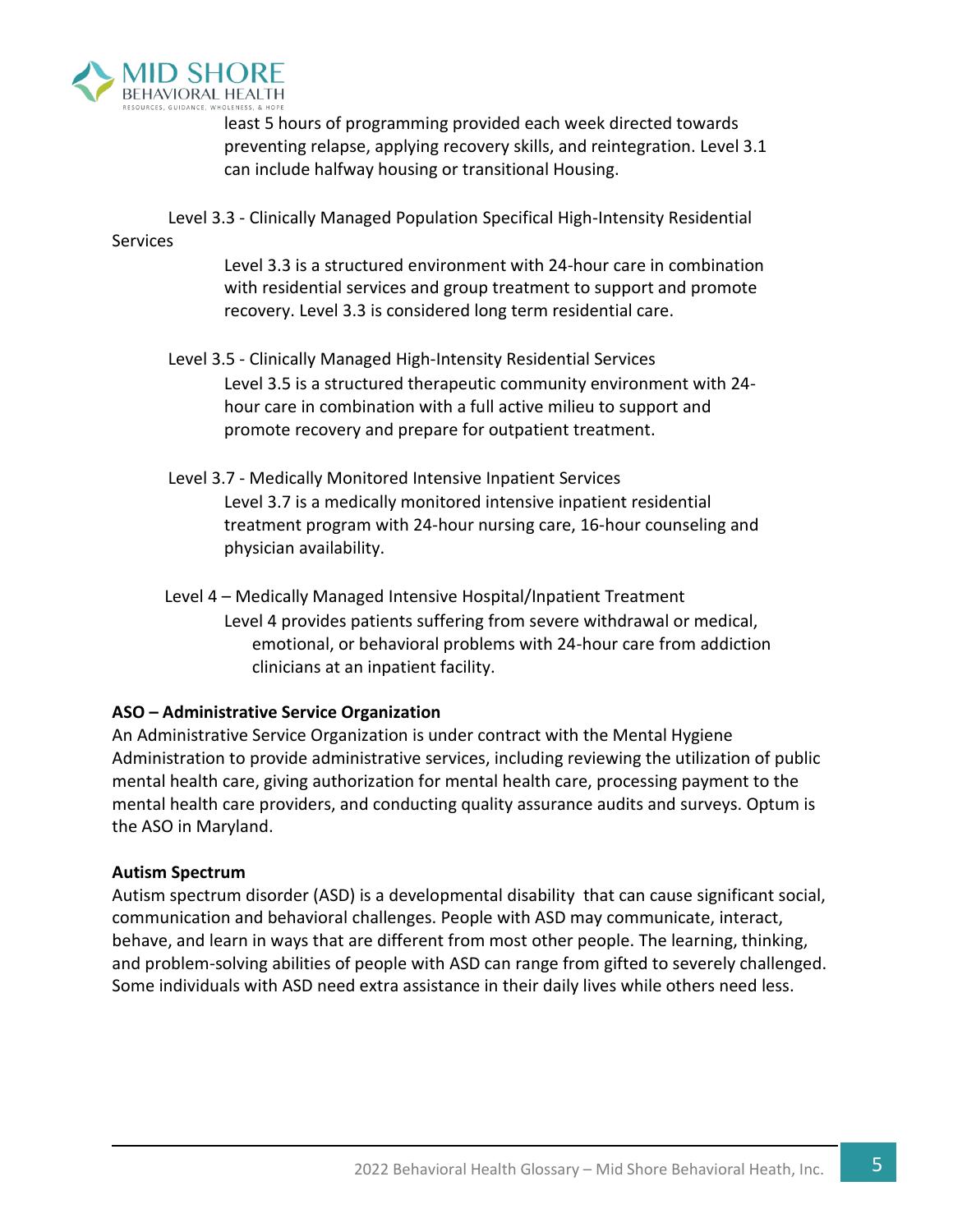least 5 hours of programming provided each week directed towards preventing relapse, applying recovery skills, and reintegration. Level 3.1 can include halfway housing or transitional Housing.

Level 3.3 - Clinically Managed Population Specifical High-Intensity Residential Services

Level 3.3 is a structured environment with 24-hour care in combination with residential services and group treatment to support and promote recovery. Level 3.3 is considered long term residential care.

Level 3.5 - Clinically Managed High-Intensity Residential Services

Level 3.5 is a structured therapeutic community environment with 24-hour care in combination with a full active milieu to support and promote recovery and prepare for outpatient treatment.

Level 3.7 - Medically Monitored Intensive Inpatient Services

Level 3.7 is a medically monitored intensive inpatient residential treatment program with 24-hour nursing care, 16-hour counseling and physician availability.

Level 4 – Medically Managed Intensive Hospital/Inpatient Treatment

Level 4 provides patients suffering from severe withdrawal or medical, emotional, or behavioral problems with 24-hour care from addiction clinicians at an inpatient facility.

**ASO – Administrative Service Organization**

An Administrative Service Organization is under contract with the Mental Hygiene Administration to provide administrative services, including reviewing the utilization of public mental health care, giving authorization for mental health care, processing payment to the mental health care providers, and conducting quality assurance audits and surveys. Optum is the ASO in Maryland.

**Autism Spectrum**

Autism spectrum disorder (ASD) is a developmental disability that can cause significant social, communication and behavioral challenges. People with ASD may communicate, interact, behave, and learn in ways that are different from most other people. The learning, thinking, and problem-solving abilities of people with ASD can range from gifted to severely challenged. Some individuals with ASD need extra assistance in their daily lives while others need less.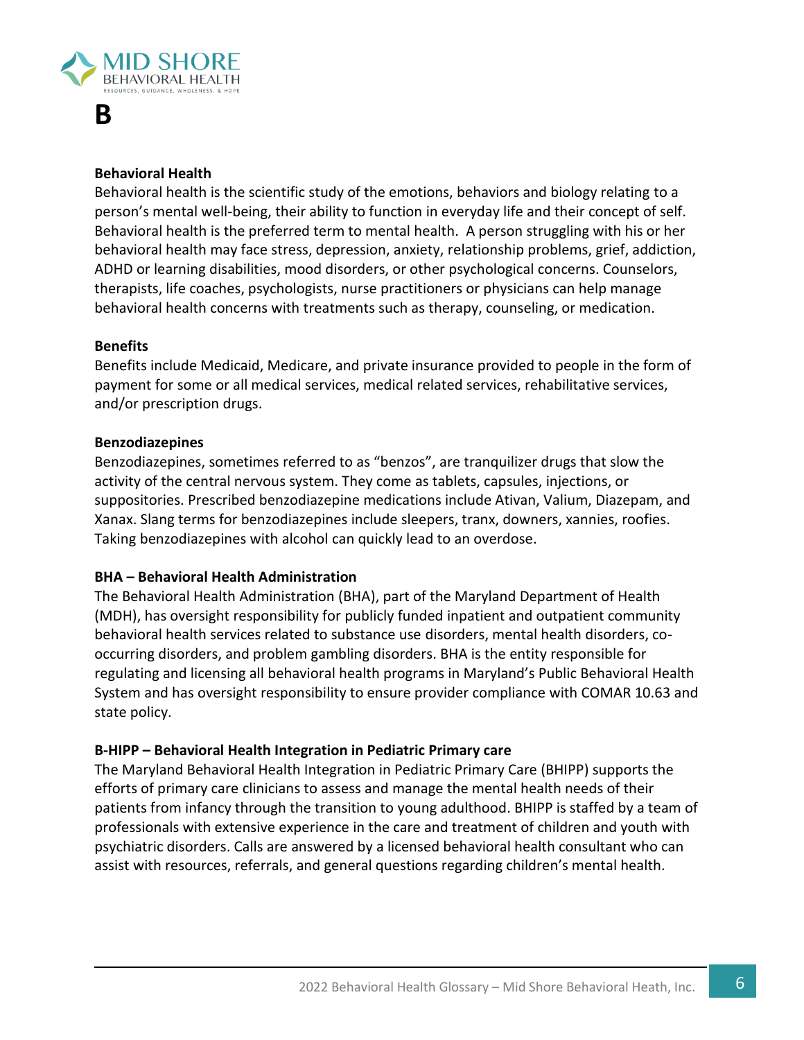# B

**Behavioral Health**
Behavioral health is the scientific study of the emotions, behaviors and biology relating to a person's mental well-being, their ability to function in everyday life and their concept of self. Behavioral health is the preferred term to mental health. A person struggling with his or her behavioral health may face stress, depression, anxiety, relationship problems, grief, addiction, ADHD or learning disabilities, mood disorders, or other psychological concerns. Counselors, therapists, life coaches, psychologists, nurse practitioners or physicians can help manage behavioral health concerns with treatments such as therapy, counseling, or medication.

**Benefits**
Benefits include Medicaid, Medicare, and private insurance provided to people in the form of payment for some or all medical services, medical related services, rehabilitative services, and/or prescription drugs.

**Benzodiazepines**
Benzodiazepines, sometimes referred to as "benzos", are tranquilizer drugs that slow the activity of the central nervous system. They come as tablets, capsules, injections, or suppositories. Prescribed benzodiazepine medications include Ativan, Valium, Diazepam, and Xanax. Slang terms for benzodiazepines include sleepers, tranx, downers, xannies, roofies. Taking benzodiazepines with alcohol can quickly lead to an overdose.

**BHA – Behavioral Health Administration**
The Behavioral Health Administration (BHA), part of the Maryland Department of Health (MDH), has oversight responsibility for publicly funded inpatient and outpatient community behavioral health services related to substance use disorders, mental health disorders, co-occurring disorders, and problem gambling disorders. BHA is the entity responsible for regulating and licensing all behavioral health programs in Maryland's Public Behavioral Health System and has oversight responsibility to ensure provider compliance with COMAR 10.63 and state policy.

**B-HIPP – Behavioral Health Integration in Pediatric Primary care**
The Maryland Behavioral Health Integration in Pediatric Primary Care (BHIPP) supports the efforts of primary care clinicians to assess and manage the mental health needs of their patients from infancy through the transition to young adulthood. BHIPP is staffed by a team of professionals with extensive experience in the care and treatment of children and youth with psychiatric disorders. Calls are answered by a licensed behavioral health consultant who can assist with resources, referrals, and general questions regarding children's mental health.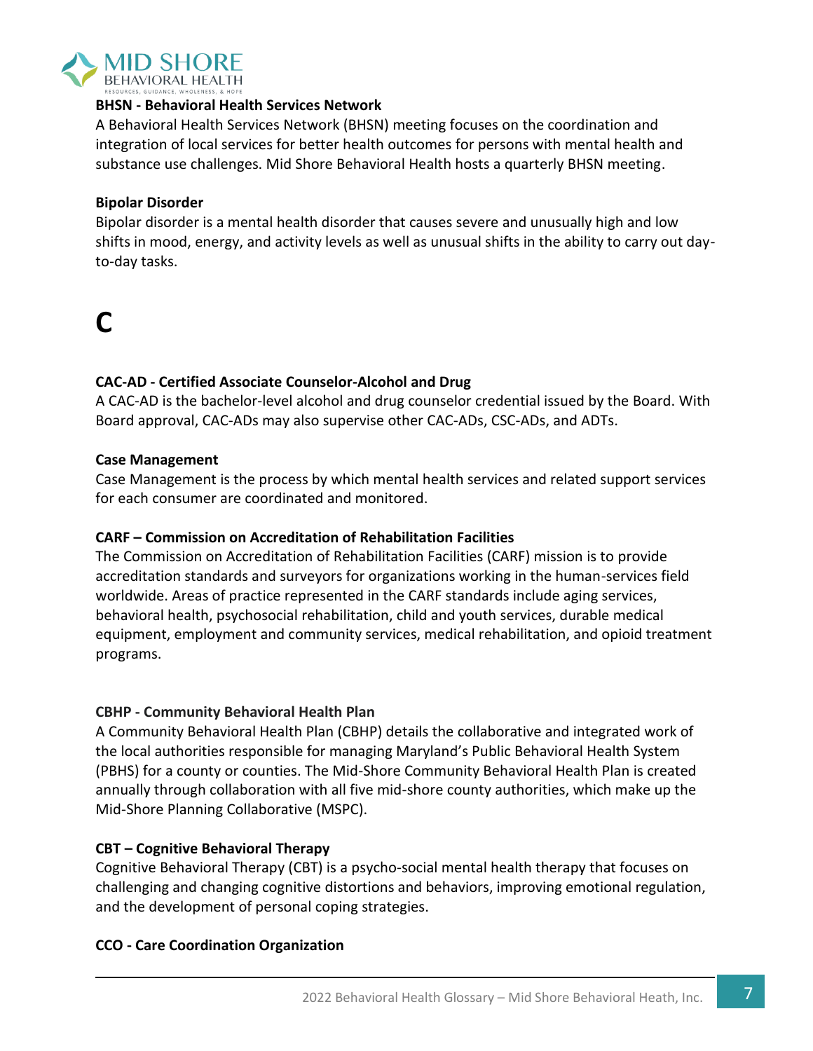**BHSN - Behavioral Health Services Network**

A Behavioral Health Services Network (BHSN) meeting focuses on the coordination and integration of local services for better health outcomes for persons with mental health and substance use challenges. Mid Shore Behavioral Health hosts a quarterly BHSN meeting.

**Bipolar Disorder**

Bipolar disorder is a mental health disorder that causes severe and unusually high and low shifts in mood, energy, and activity levels as well as unusual shifts in the ability to carry out day-to-day tasks.

# C

**CAC-AD - Certified Associate Counselor-Alcohol and Drug**

A CAC-AD is the bachelor-level alcohol and drug counselor credential issued by the Board. With Board approval, CAC-ADs may also supervise other CAC-ADs, CSC-ADs, and ADTs.

**Case Management**

Case Management is the process by which mental health services and related support services for each consumer are coordinated and monitored.

**CARF – Commission on Accreditation of Rehabilitation Facilities**

The Commission on Accreditation of Rehabilitation Facilities (CARF) mission is to provide accreditation standards and surveyors for organizations working in the human-services field worldwide. Areas of practice represented in the CARF standards include aging services, behavioral health, psychosocial rehabilitation, child and youth services, durable medical equipment, employment and community services, medical rehabilitation, and opioid treatment programs.

**CBHP - Community Behavioral Health Plan**

A Community Behavioral Health Plan (CBHP) details the collaborative and integrated work of the local authorities responsible for managing Maryland's Public Behavioral Health System (PBHS) for a county or counties. The Mid-Shore Community Behavioral Health Plan is created annually through collaboration with all five mid-shore county authorities, which make up the Mid-Shore Planning Collaborative (MSPC).

**CBT – Cognitive Behavioral Therapy**

Cognitive Behavioral Therapy (CBT) is a psycho-social mental health therapy that focuses on challenging and changing cognitive distortions and behaviors, improving emotional regulation, and the development of personal coping strategies.

**CCO - Care Coordination Organization**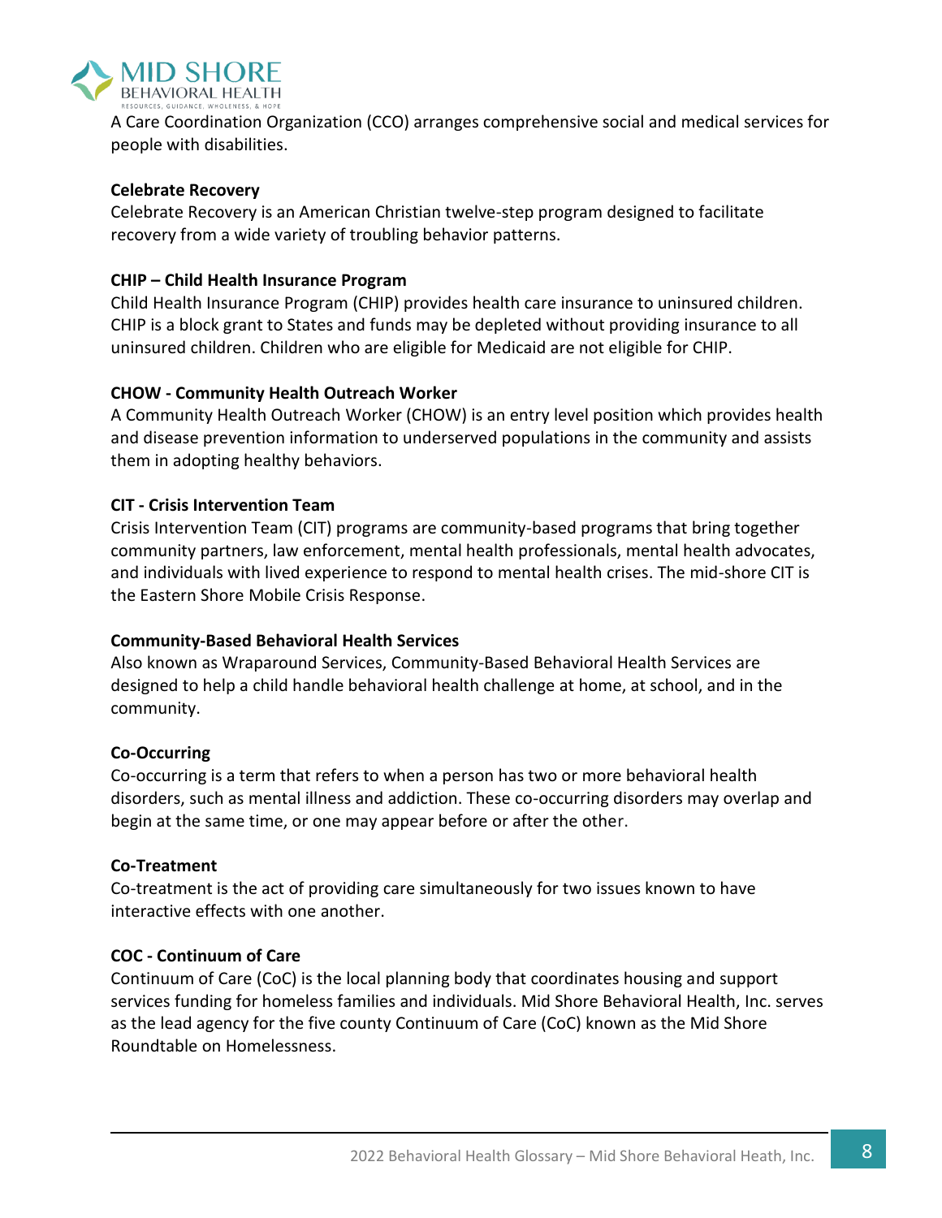A Care Coordination Organization (CCO) arranges comprehensive social and medical services for people with disabilities.

**Celebrate Recovery**
Celebrate Recovery is an American Christian twelve-step program designed to facilitate recovery from a wide variety of troubling behavior patterns.

**CHIP – Child Health Insurance Program**
Child Health Insurance Program (CHIP) provides health care insurance to uninsured children. CHIP is a block grant to States and funds may be depleted without providing insurance to all uninsured children. Children who are eligible for Medicaid are not eligible for CHIP.

**CHOW - Community Health Outreach Worker**
A Community Health Outreach Worker (CHOW) is an entry level position which provides health and disease prevention information to underserved populations in the community and assists them in adopting healthy behaviors.

**CIT - Crisis Intervention Team**
Crisis Intervention Team (CIT) programs are community-based programs that bring together community partners, law enforcement, mental health professionals, mental health advocates, and individuals with lived experience to respond to mental health crises. The mid-shore CIT is the Eastern Shore Mobile Crisis Response.

**Community-Based Behavioral Health Services**
Also known as Wraparound Services, Community-Based Behavioral Health Services are designed to help a child handle behavioral health challenge at home, at school, and in the community.

**Co-Occurring**
Co-occurring is a term that refers to when a person has two or more behavioral health disorders, such as mental illness and addiction. These co-occurring disorders may overlap and begin at the same time, or one may appear before or after the other.

**Co-Treatment**
Co-treatment is the act of providing care simultaneously for two issues known to have interactive effects with one another.

**COC - Continuum of Care**
Continuum of Care (CoC) is the local planning body that coordinates housing and support services funding for homeless families and individuals. Mid Shore Behavioral Health, Inc. serves as the lead agency for the five county Continuum of Care (CoC) known as the Mid Shore Roundtable on Homelessness.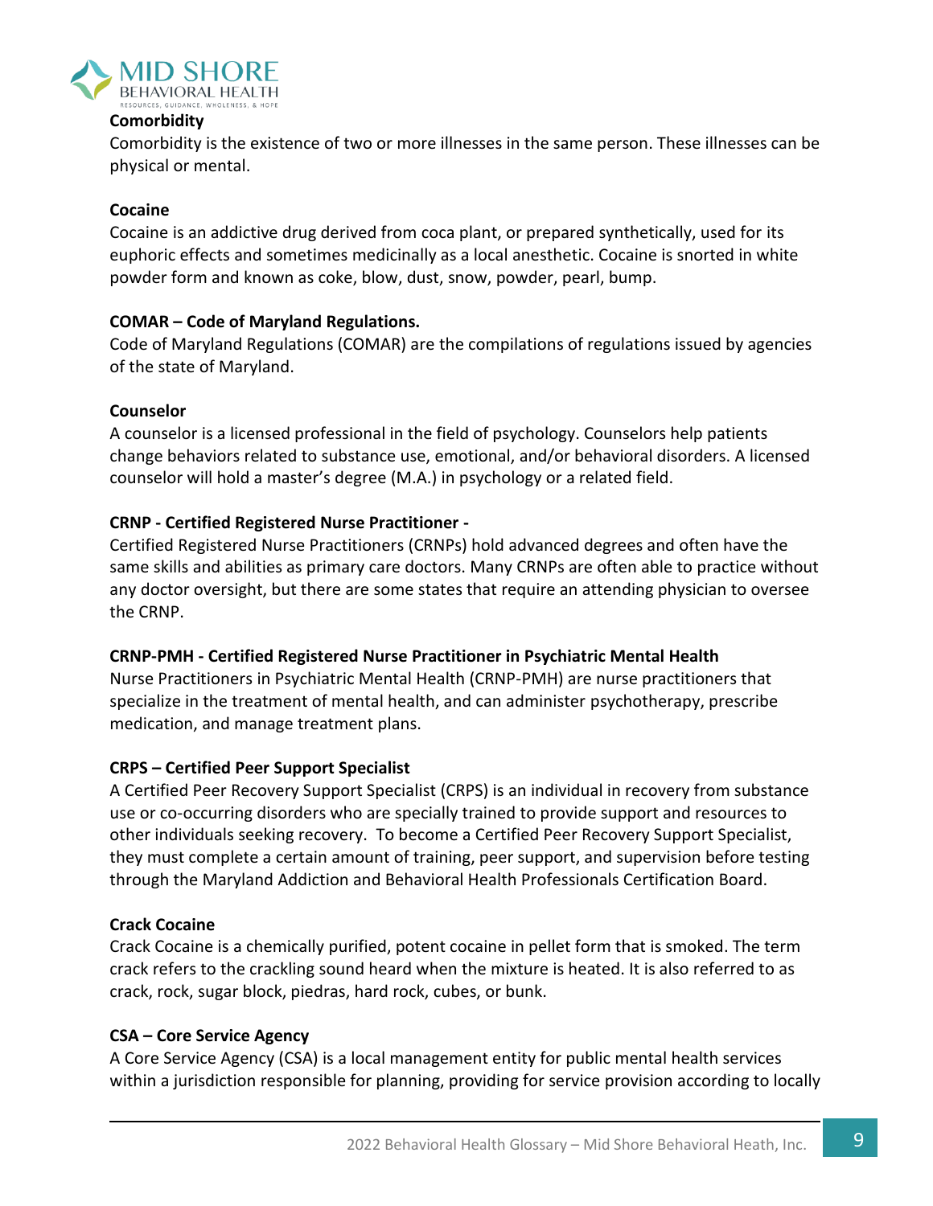**Comorbidity**

Comorbidity is the existence of two or more illnesses in the same person. These illnesses can be physical or mental.

**Cocaine**

Cocaine is an addictive drug derived from coca plant, or prepared synthetically, used for its euphoric effects and sometimes medicinally as a local anesthetic. Cocaine is snorted in white powder form and known as coke, blow, dust, snow, powder, pearl, bump.

**COMAR – Code of Maryland Regulations.**

Code of Maryland Regulations (COMAR) are the compilations of regulations issued by agencies of the state of Maryland.

**Counselor**

A counselor is a licensed professional in the field of psychology. Counselors help patients change behaviors related to substance use, emotional, and/or behavioral disorders. A licensed counselor will hold a master's degree (M.A.) in psychology or a related field.

**CRNP - Certified Registered Nurse Practitioner -**

Certified Registered Nurse Practitioners (CRNPs) hold advanced degrees and often have the same skills and abilities as primary care doctors. Many CRNPs are often able to practice without any doctor oversight, but there are some states that require an attending physician to oversee the CRNP.

**CRNP-PMH - Certified Registered Nurse Practitioner in Psychiatric Mental Health**

Nurse Practitioners in Psychiatric Mental Health (CRNP-PMH) are nurse practitioners that specialize in the treatment of mental health, and can administer psychotherapy, prescribe medication, and manage treatment plans.

**CRPS – Certified Peer Support Specialist**

A Certified Peer Recovery Support Specialist (CRPS) is an individual in recovery from substance use or co-occurring disorders who are specially trained to provide support and resources to other individuals seeking recovery. To become a Certified Peer Recovery Support Specialist, they must complete a certain amount of training, peer support, and supervision before testing through the Maryland Addiction and Behavioral Health Professionals Certification Board.

**Crack Cocaine**

Crack Cocaine is a chemically purified, potent cocaine in pellet form that is smoked. The term crack refers to the crackling sound heard when the mixture is heated. It is also referred to as crack, rock, sugar block, piedras, hard rock, cubes, or bunk.

**CSA – Core Service Agency**

A Core Service Agency (CSA) is a local management entity for public mental health services within a jurisdiction responsible for planning, providing for service provision according to locally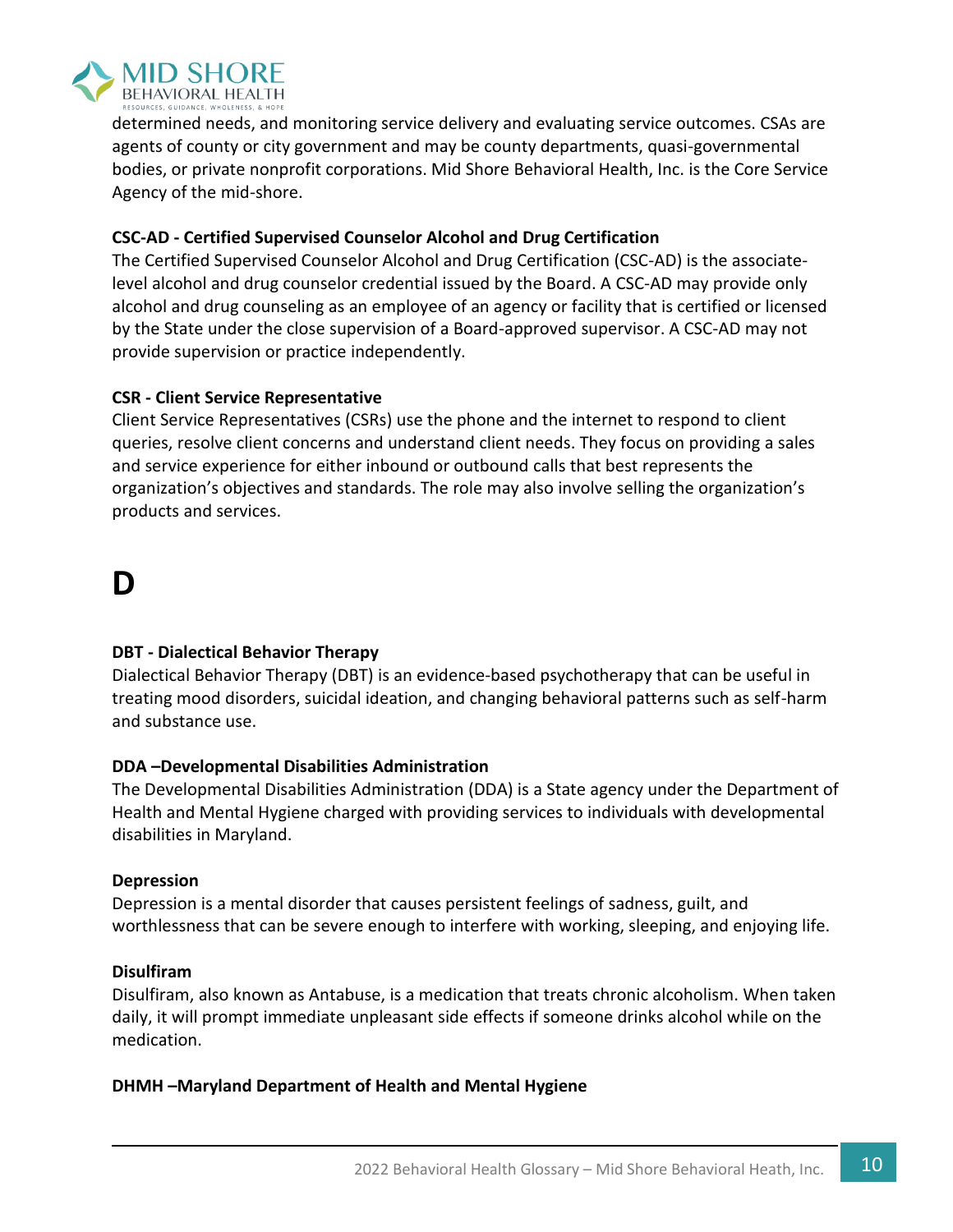determined needs, and monitoring service delivery and evaluating service outcomes. CSAs are agents of county or city government and may be county departments, quasi-governmental bodies, or private nonprofit corporations. Mid Shore Behavioral Health, Inc. is the Core Service Agency of the mid-shore.

**CSC-AD - Certified Supervised Counselor Alcohol and Drug Certification**

The Certified Supervised Counselor Alcohol and Drug Certification (CSC-AD) is the associate-level alcohol and drug counselor credential issued by the Board. A CSC-AD may provide only alcohol and drug counseling as an employee of an agency or facility that is certified or licensed by the State under the close supervision of a Board-approved supervisor. A CSC-AD may not provide supervision or practice independently.

**CSR - Client Service Representative**

Client Service Representatives (CSRs) use the phone and the internet to respond to client queries, resolve client concerns and understand client needs. They focus on providing a sales and service experience for either inbound or outbound calls that best represents the organization's objectives and standards. The role may also involve selling the organization's products and services.

# D

**DBT - Dialectical Behavior Therapy**

Dialectical Behavior Therapy (DBT) is an evidence-based psychotherapy that can be useful in treating mood disorders, suicidal ideation, and changing behavioral patterns such as self-harm and substance use.

**DDA –Developmental Disabilities Administration**

The Developmental Disabilities Administration (DDA) is a State agency under the Department of Health and Mental Hygiene charged with providing services to individuals with developmental disabilities in Maryland.

**Depression**

Depression is a mental disorder that causes persistent feelings of sadness, guilt, and worthlessness that can be severe enough to interfere with working, sleeping, and enjoying life.

**Disulfiram**

Disulfiram, also known as Antabuse, is a medication that treats chronic alcoholism. When taken daily, it will prompt immediate unpleasant side effects if someone drinks alcohol while on the medication.

**DHMH –Maryland Department of Health and Mental Hygiene**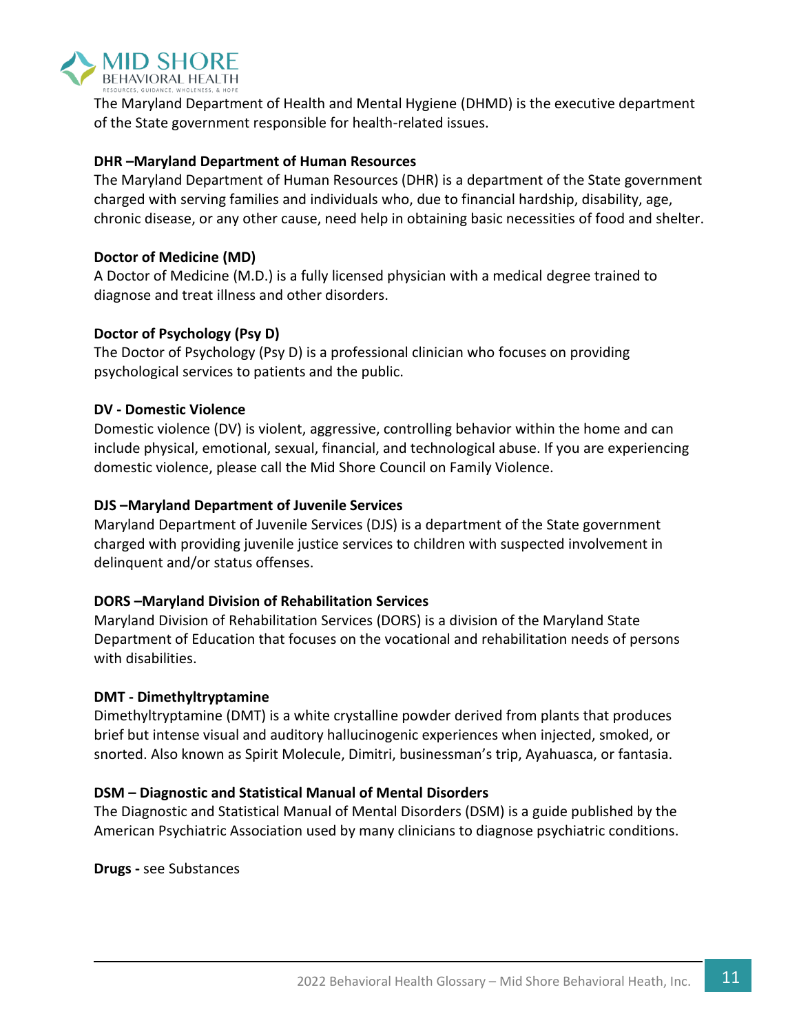The Maryland Department of Health and Mental Hygiene (DHMD) is the executive department of the State government responsible for health-related issues.

**DHR –Maryland Department of Human Resources**

The Maryland Department of Human Resources (DHR) is a department of the State government charged with serving families and individuals who, due to financial hardship, disability, age, chronic disease, or any other cause, need help in obtaining basic necessities of food and shelter.

**Doctor of Medicine (MD)**

A Doctor of Medicine (M.D.) is a fully licensed physician with a medical degree trained to diagnose and treat illness and other disorders.

**Doctor of Psychology (Psy D)**

The Doctor of Psychology (Psy D) is a professional clinician who focuses on providing psychological services to patients and the public.

**DV - Domestic Violence**

Domestic violence (DV) is violent, aggressive, controlling behavior within the home and can include physical, emotional, sexual, financial, and technological abuse. If you are experiencing domestic violence, please call the Mid Shore Council on Family Violence.

**DJS –Maryland Department of Juvenile Services**

Maryland Department of Juvenile Services (DJS) is a department of the State government charged with providing juvenile justice services to children with suspected involvement in delinquent and/or status offenses.

**DORS –Maryland Division of Rehabilitation Services**

Maryland Division of Rehabilitation Services (DORS) is a division of the Maryland State Department of Education that focuses on the vocational and rehabilitation needs of persons with disabilities.

**DMT - Dimethyltryptamine**

Dimethyltryptamine (DMT) is a white crystalline powder derived from plants that produces brief but intense visual and auditory hallucinogenic experiences when injected, smoked, or snorted. Also known as Spirit Molecule, Dimitri, businessman's trip, Ayahuasca, or fantasia.

**DSM – Diagnostic and Statistical Manual of Mental Disorders**

The Diagnostic and Statistical Manual of Mental Disorders (DSM) is a guide published by the American Psychiatric Association used by many clinicians to diagnose psychiatric conditions.

**Drugs -** see Substances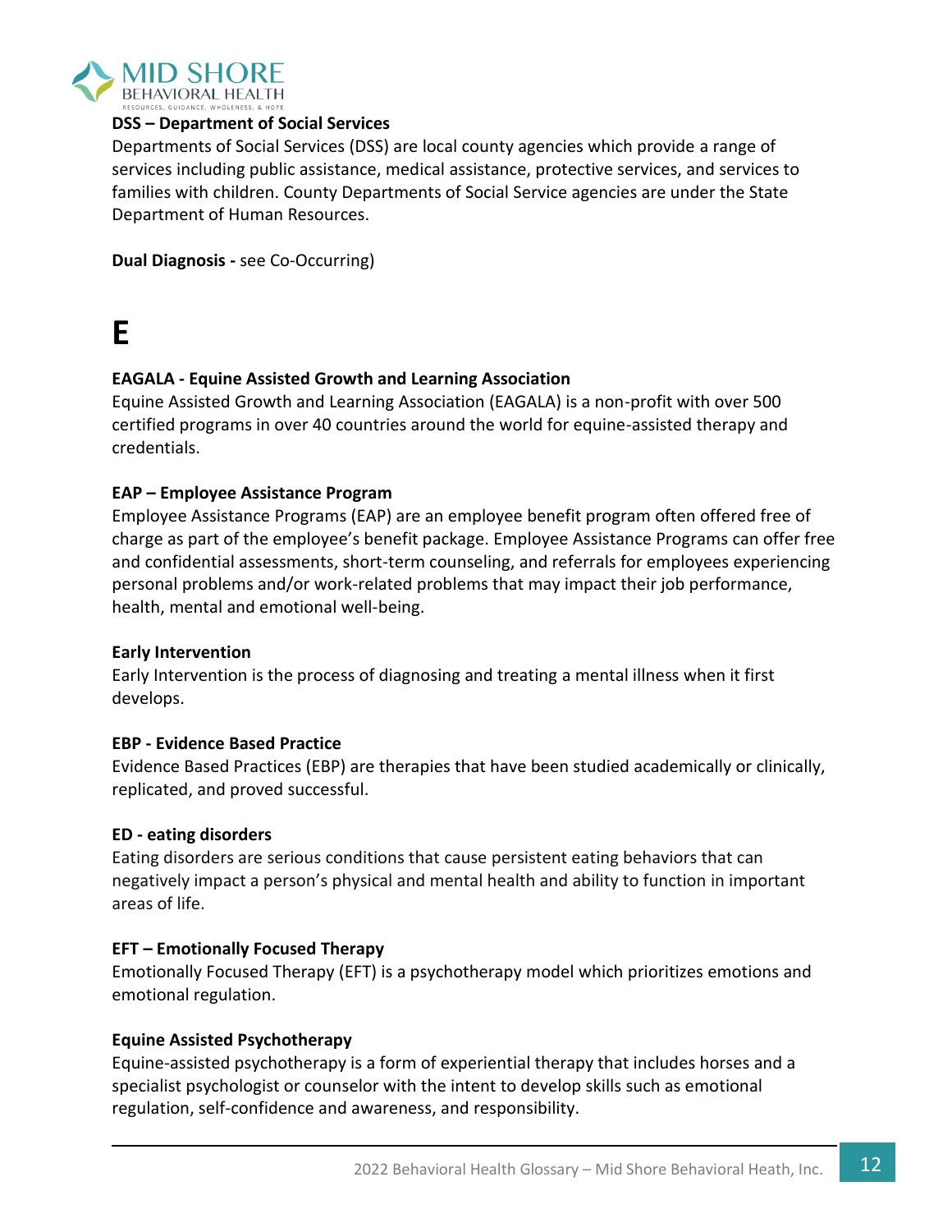**DSS – Department of Social Services**
Departments of Social Services (DSS) are local county agencies which provide a range of services including public assistance, medical assistance, protective services, and services to families with children. County Departments of Social Service agencies are under the State Department of Human Resources.

**Dual Diagnosis -** see Co-Occurring)

# E

**EAGALA - Equine Assisted Growth and Learning Association**
Equine Assisted Growth and Learning Association (EAGALA) is a non-profit with over 500 certified programs in over 40 countries around the world for equine-assisted therapy and credentials.

**EAP – Employee Assistance Program**
Employee Assistance Programs (EAP) are an employee benefit program often offered free of charge as part of the employee's benefit package. Employee Assistance Programs can offer free and confidential assessments, short-term counseling, and referrals for employees experiencing personal problems and/or work-related problems that may impact their job performance, health, mental and emotional well-being.

**Early Intervention**
Early Intervention is the process of diagnosing and treating a mental illness when it first develops.

**EBP - Evidence Based Practice**
Evidence Based Practices (EBP) are therapies that have been studied academically or clinically, replicated, and proved successful.

**ED - eating disorders**
Eating disorders are serious conditions that cause persistent eating behaviors that can negatively impact a person's physical and mental health and ability to function in important areas of life.

**EFT – Emotionally Focused Therapy**
Emotionally Focused Therapy (EFT) is a psychotherapy model which prioritizes emotions and emotional regulation.

**Equine Assisted Psychotherapy**
Equine-assisted psychotherapy is a form of experiential therapy that includes horses and a specialist psychologist or counselor with the intent to develop skills such as emotional regulation, self-confidence and awareness, and responsibility.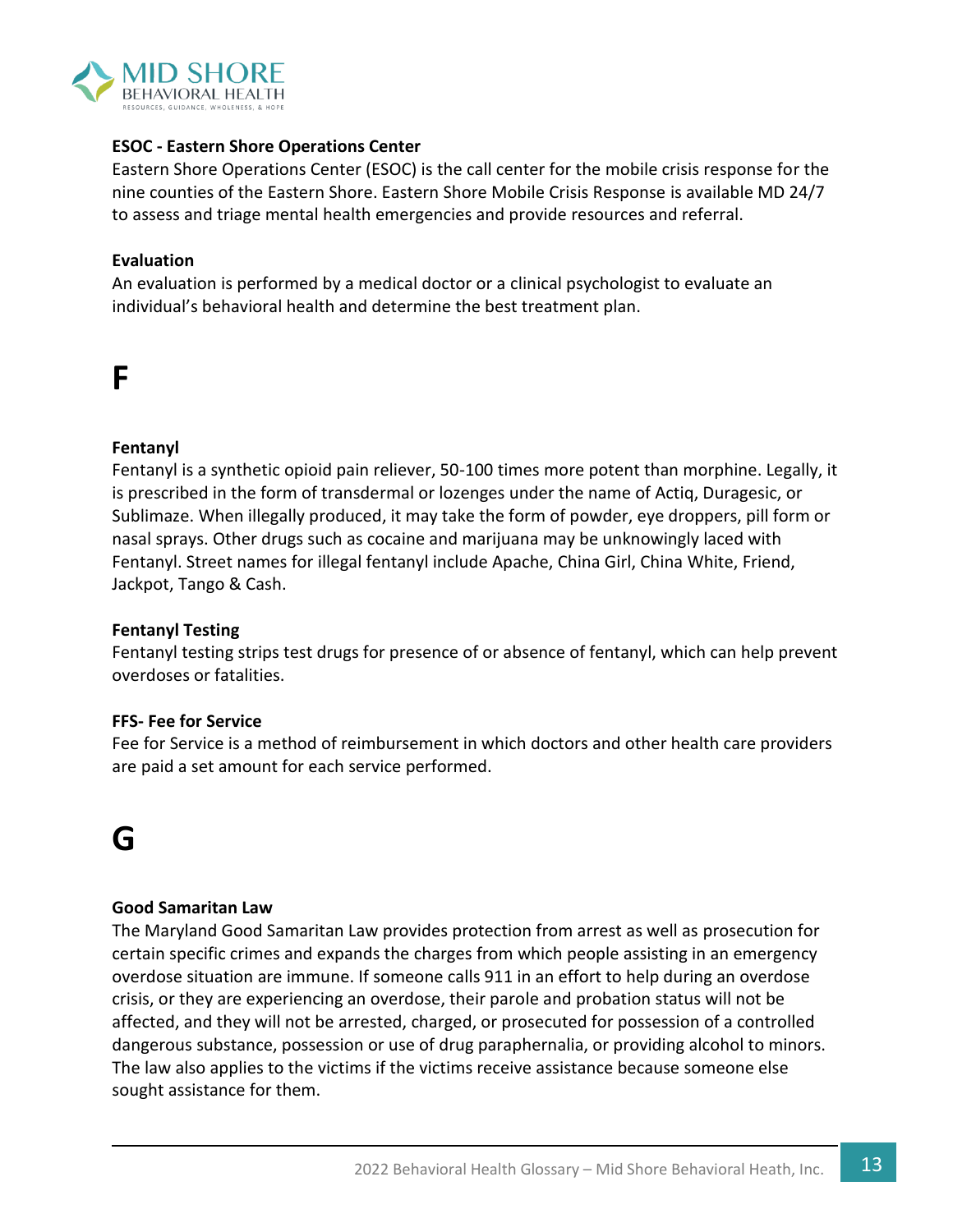**ESOC - Eastern Shore Operations Center**

Eastern Shore Operations Center (ESOC) is the call center for the mobile crisis response for the nine counties of the Eastern Shore. Eastern Shore Mobile Crisis Response is available MD 24/7 to assess and triage mental health emergencies and provide resources and referral.

**Evaluation**

An evaluation is performed by a medical doctor or a clinical psychologist to evaluate an individual's behavioral health and determine the best treatment plan.

# F

**Fentanyl**

Fentanyl is a synthetic opioid pain reliever, 50-100 times more potent than morphine. Legally, it is prescribed in the form of transdermal or lozenges under the name of Actiq, Duragesic, or Sublimaze. When illegally produced, it may take the form of powder, eye droppers, pill form or nasal sprays. Other drugs such as cocaine and marijuana may be unknowingly laced with Fentanyl. Street names for illegal fentanyl include Apache, China Girl, China White, Friend, Jackpot, Tango & Cash.

**Fentanyl Testing**

Fentanyl testing strips test drugs for presence of or absence of fentanyl, which can help prevent overdoses or fatalities.

**FFS- Fee for Service**

Fee for Service is a method of reimbursement in which doctors and other health care providers are paid a set amount for each service performed.

# G

**Good Samaritan Law**

The Maryland Good Samaritan Law provides protection from arrest as well as prosecution for certain specific crimes and expands the charges from which people assisting in an emergency overdose situation are immune. If someone calls 911 in an effort to help during an overdose crisis, or they are experiencing an overdose, their parole and probation status will not be affected, and they will not be arrested, charged, or prosecuted for possession of a controlled dangerous substance, possession or use of drug paraphernalia, or providing alcohol to minors. The law also applies to the victims if the victims receive assistance because someone else sought assistance for them.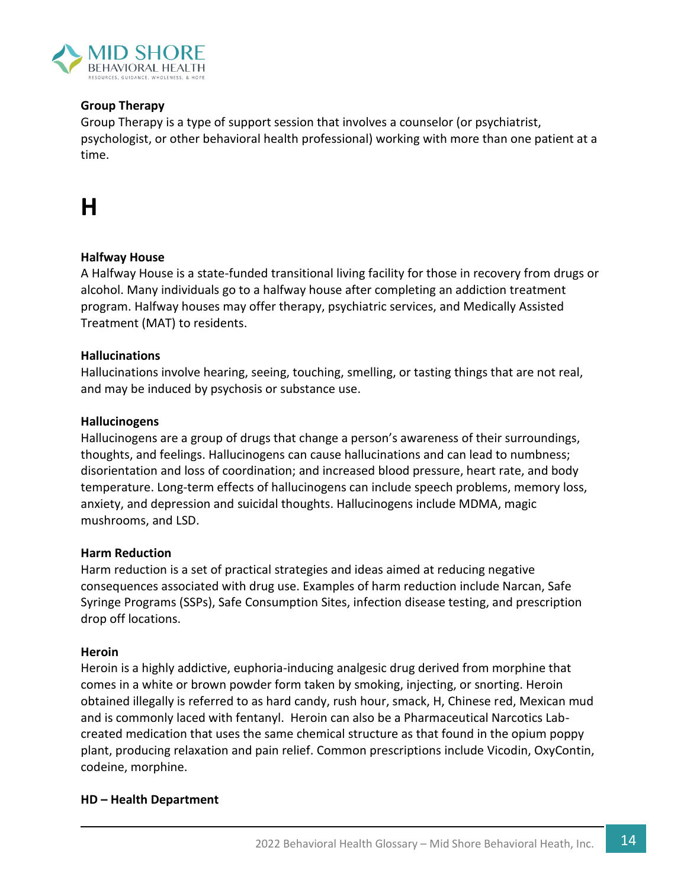**Group Therapy**
Group Therapy is a type of support session that involves a counselor (or psychiatrist, psychologist, or other behavioral health professional) working with more than one patient at a time.

# H

**Halfway House**
A Halfway House is a state-funded transitional living facility for those in recovery from drugs or alcohol. Many individuals go to a halfway house after completing an addiction treatment program. Halfway houses may offer therapy, psychiatric services, and Medically Assisted Treatment (MAT) to residents.

**Hallucinations**
Hallucinations involve hearing, seeing, touching, smelling, or tasting things that are not real, and may be induced by psychosis or substance use.

**Hallucinogens**
Hallucinogens are a group of drugs that change a person's awareness of their surroundings, thoughts, and feelings. Hallucinogens can cause hallucinations and can lead to numbness; disorientation and loss of coordination; and increased blood pressure, heart rate, and body temperature. Long-term effects of hallucinogens can include speech problems, memory loss, anxiety, and depression and suicidal thoughts. Hallucinogens include MDMA, magic mushrooms, and LSD.

**Harm Reduction**
Harm reduction is a set of practical strategies and ideas aimed at reducing negative consequences associated with drug use. Examples of harm reduction include Narcan, Safe Syringe Programs (SSPs), Safe Consumption Sites, infection disease testing, and prescription drop off locations.

**Heroin**
Heroin is a highly addictive, euphoria-inducing analgesic drug derived from morphine that comes in a white or brown powder form taken by smoking, injecting, or snorting. Heroin obtained illegally is referred to as hard candy, rush hour, smack, H, Chinese red, Mexican mud and is commonly laced with fentanyl. Heroin can also be a Pharmaceutical Narcotics Lab-created medication that uses the same chemical structure as that found in the opium poppy plant, producing relaxation and pain relief. Common prescriptions include Vicodin, OxyContin, codeine, morphine.

**HD – Health Department**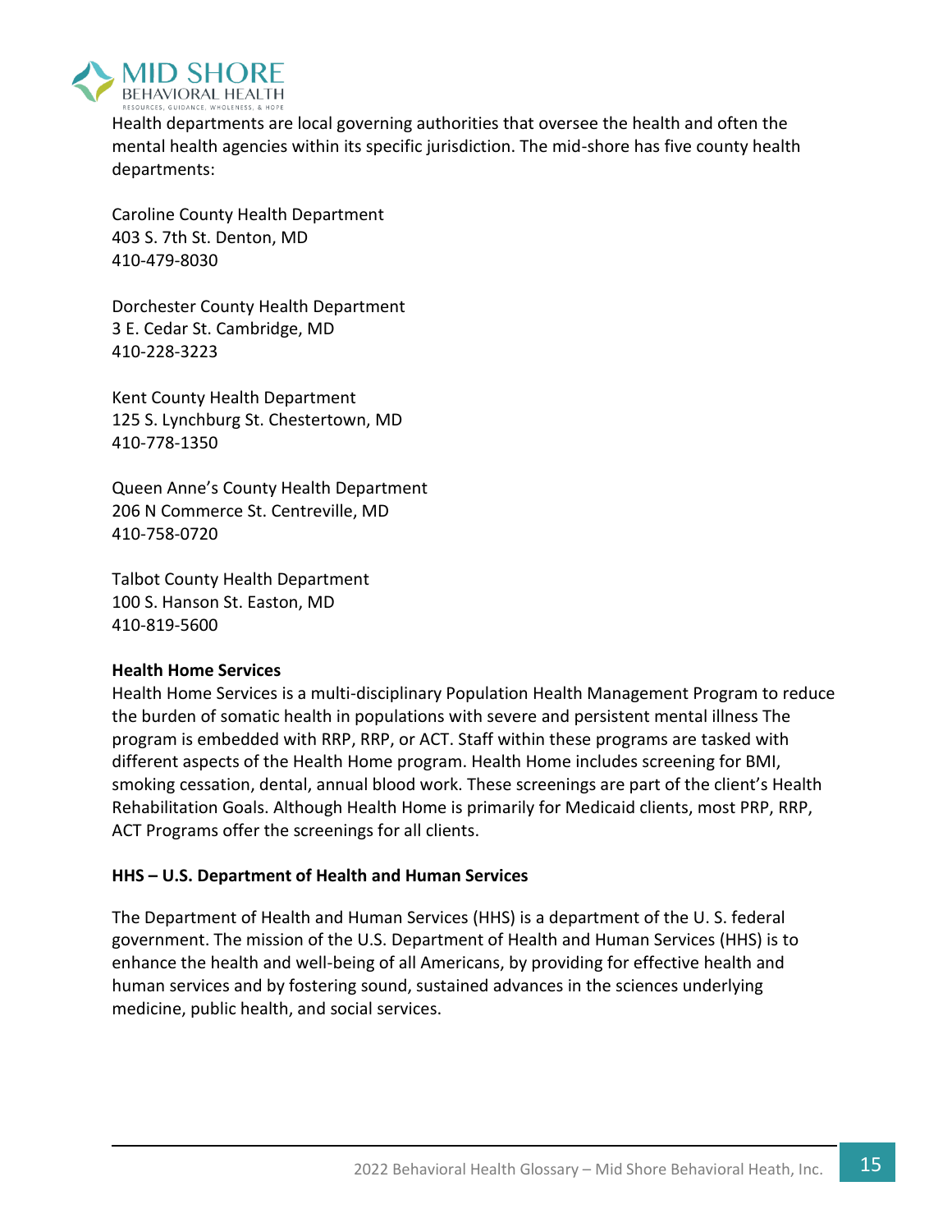Health departments are local governing authorities that oversee the health and often the mental health agencies within its specific jurisdiction. The mid-shore has five county health departments:

Caroline County Health Department
403 S. 7th St. Denton, MD
410-479-8030

Dorchester County Health Department
3 E. Cedar St. Cambridge, MD
410-228-3223

Kent County Health Department
125 S. Lynchburg St. Chestertown, MD
410-778-1350

Queen Anne's County Health Department
206 N Commerce St. Centreville, MD
410-758-0720

Talbot County Health Department
100 S. Hanson St. Easton, MD
410-819-5600

**Health Home Services**

Health Home Services is a multi-disciplinary Population Health Management Program to reduce the burden of somatic health in populations with severe and persistent mental illness The program is embedded with RRP, RRP, or ACT. Staff within these programs are tasked with different aspects of the Health Home program. Health Home includes screening for BMI, smoking cessation, dental, annual blood work. These screenings are part of the client's Health Rehabilitation Goals. Although Health Home is primarily for Medicaid clients, most PRP, RRP, ACT Programs offer the screenings for all clients.

**HHS – U.S. Department of Health and Human Services**

The Department of Health and Human Services (HHS) is a department of the U. S. federal government. The mission of the U.S. Department of Health and Human Services (HHS) is to enhance the health and well-being of all Americans, by providing for effective health and human services and by fostering sound, sustained advances in the sciences underlying medicine, public health, and social services.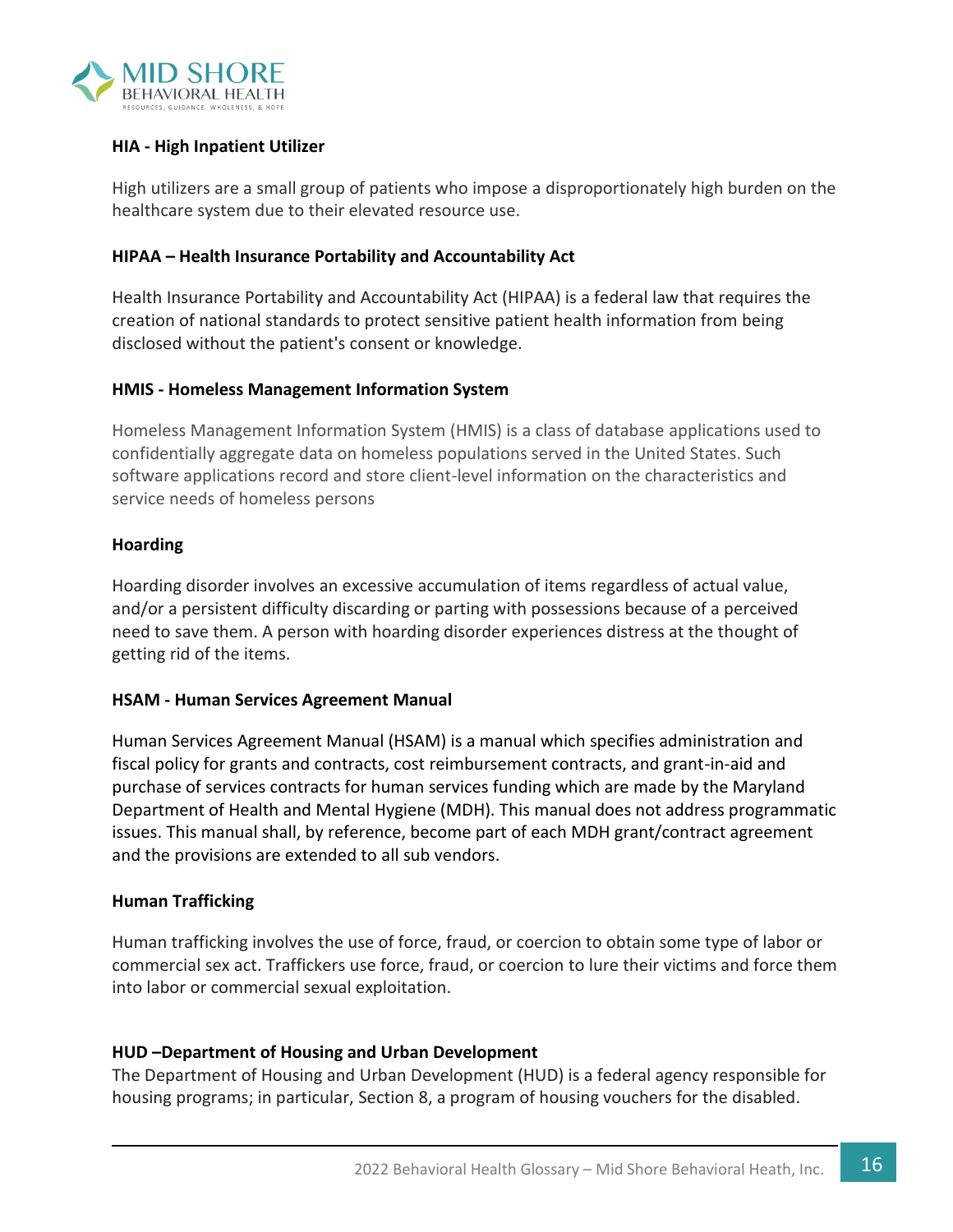**HIA - High Inpatient Utilizer**

High utilizers are a small group of patients who impose a disproportionately high burden on the healthcare system due to their elevated resource use.

**HIPAA – Health Insurance Portability and Accountability Act**

Health Insurance Portability and Accountability Act (HIPAA) is a federal law that requires the creation of national standards to protect sensitive patient health information from being disclosed without the patient's consent or knowledge.

**HMIS - Homeless Management Information System**

Homeless Management Information System (HMIS) is a class of database applications used to confidentially aggregate data on homeless populations served in the United States. Such software applications record and store client-level information on the characteristics and service needs of homeless persons

**Hoarding**

Hoarding disorder involves an excessive accumulation of items regardless of actual value, and/or a persistent difficulty discarding or parting with possessions because of a perceived need to save them. A person with hoarding disorder experiences distress at the thought of getting rid of the items.

**HSAM - Human Services Agreement Manual**

Human Services Agreement Manual (HSAM) is a manual which specifies administration and fiscal policy for grants and contracts, cost reimbursement contracts, and grant-in-aid and purchase of services contracts for human services funding which are made by the Maryland Department of Health and Mental Hygiene (MDH). This manual does not address programmatic issues. This manual shall, by reference, become part of each MDH grant/contract agreement and the provisions are extended to all sub vendors.

**Human Trafficking**

Human trafficking involves the use of force, fraud, or coercion to obtain some type of labor or commercial sex act. Traffickers use force, fraud, or coercion to lure their victims and force them into labor or commercial sexual exploitation.

**HUD –Department of Housing and Urban Development**

The Department of Housing and Urban Development (HUD) is a federal agency responsible for housing programs; in particular, Section 8, a program of housing vouchers for the disabled.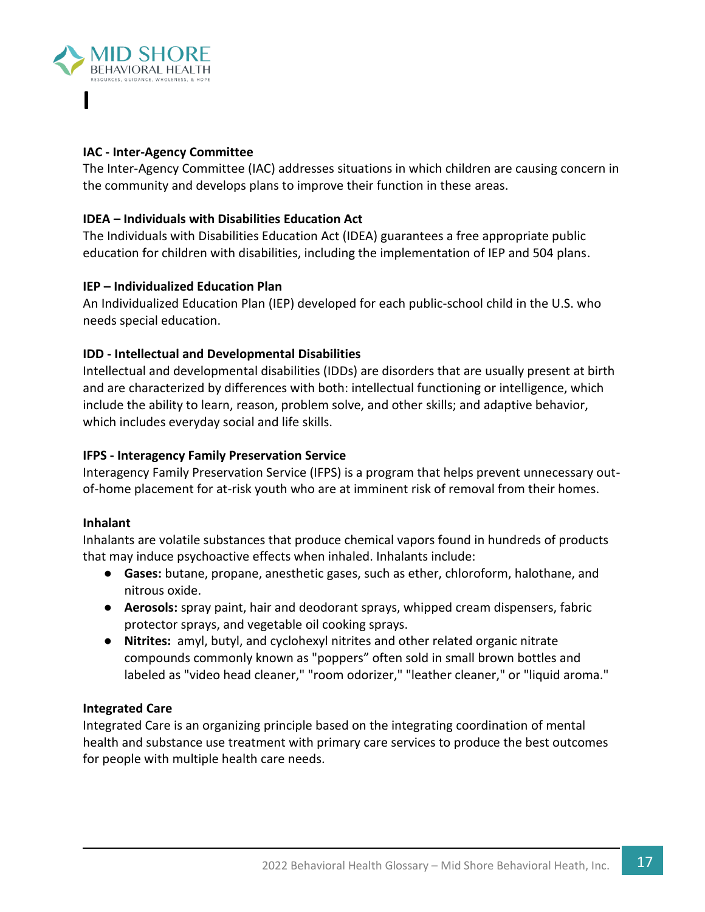# I

**IAC - Inter-Agency Committee**
The Inter-Agency Committee (IAC) addresses situations in which children are causing concern in the community and develops plans to improve their function in these areas.

**IDEA – Individuals with Disabilities Education Act**
The Individuals with Disabilities Education Act (IDEA) guarantees a free appropriate public education for children with disabilities, including the implementation of IEP and 504 plans.

**IEP – Individualized Education Plan**
An Individualized Education Plan (IEP) developed for each public-school child in the U.S. who needs special education.

**IDD - Intellectual and Developmental Disabilities**
Intellectual and developmental disabilities (IDDs) are disorders that are usually present at birth and are characterized by differences with both: intellectual functioning or intelligence, which include the ability to learn, reason, problem solve, and other skills; and adaptive behavior, which includes everyday social and life skills.

**IFPS - Interagency Family Preservation Service**
Interagency Family Preservation Service (IFPS) is a program that helps prevent unnecessary out-of-home placement for at-risk youth who are at imminent risk of removal from their homes.

**Inhalant**
Inhalants are volatile substances that produce chemical vapors found in hundreds of products that may induce psychoactive effects when inhaled. Inhalants include:

- **Gases:** butane, propane, anesthetic gases, such as ether, chloroform, halothane, and nitrous oxide.
- **Aerosols:** spray paint, hair and deodorant sprays, whipped cream dispensers, fabric protector sprays, and vegetable oil cooking sprays.
- **Nitrites:** amyl, butyl, and cyclohexyl nitrites and other related organic nitrate compounds commonly known as "poppers" often sold in small brown bottles and labeled as "video head cleaner," "room odorizer," "leather cleaner," or "liquid aroma."

**Integrated Care**
Integrated Care is an organizing principle based on the integrating coordination of mental health and substance use treatment with primary care services to produce the best outcomes for people with multiple health care needs.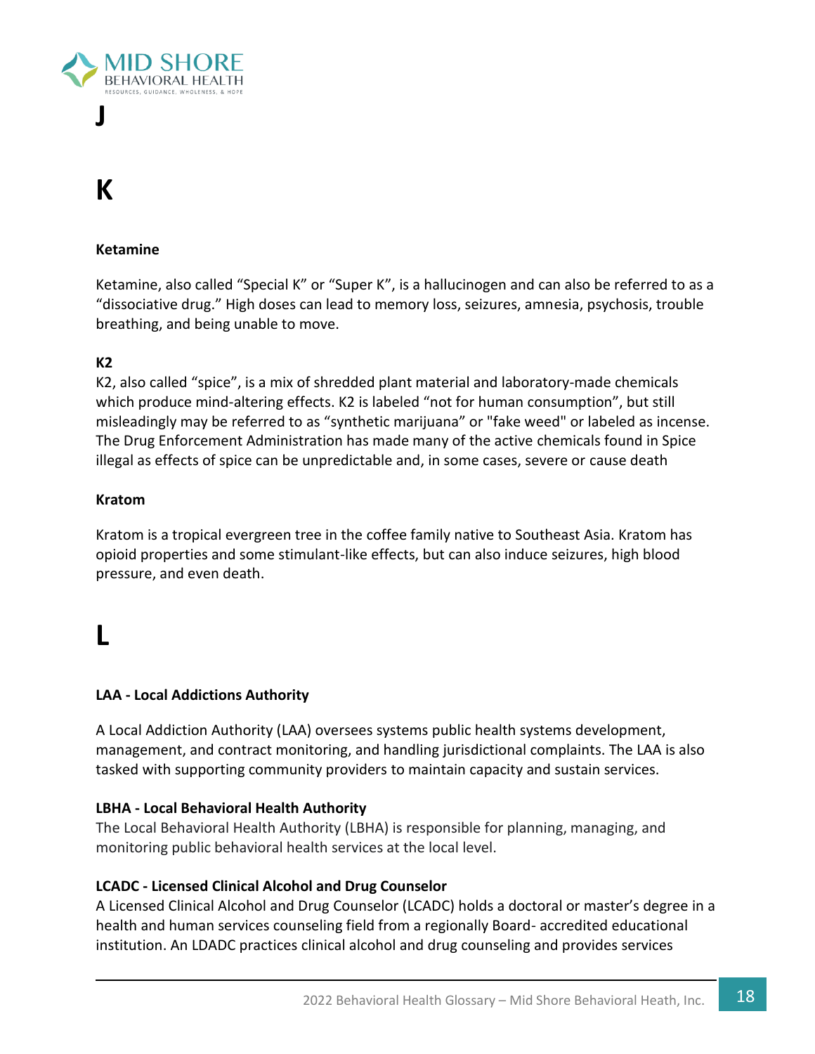# J

# K

**Ketamine**

Ketamine, also called “Special K” or “Super K”, is a hallucinogen and can also be referred to as a “dissociative drug.” High doses can lead to memory loss, seizures, amnesia, psychosis, trouble breathing, and being unable to move.

**K2**

K2, also called “spice”, is a mix of shredded plant material and laboratory-made chemicals which produce mind-altering effects. K2 is labeled “not for human consumption”, but still misleadingly may be referred to as “synthetic marijuana” or "fake weed" or labeled as incense. The Drug Enforcement Administration has made many of the active chemicals found in Spice illegal as effects of spice can be unpredictable and, in some cases, severe or cause death

**Kratom**

Kratom is a tropical evergreen tree in the coffee family native to Southeast Asia. Kratom has opioid properties and some stimulant-like effects, but can also induce seizures, high blood pressure, and even death.

# L

**LAA - Local Addictions Authority**

A Local Addiction Authority (LAA) oversees systems public health systems development, management, and contract monitoring, and handling jurisdictional complaints. The LAA is also tasked with supporting community providers to maintain capacity and sustain services.

**LBHA - Local Behavioral Health Authority**

The Local Behavioral Health Authority (LBHA) is responsible for planning, managing, and monitoring public behavioral health services at the local level.

**LCADC - Licensed Clinical Alcohol and Drug Counselor**

A Licensed Clinical Alcohol and Drug Counselor (LCADC) holds a doctoral or master’s degree in a health and human services counseling field from a regionally Board- accredited educational institution. An LDADC practices clinical alcohol and drug counseling and provides services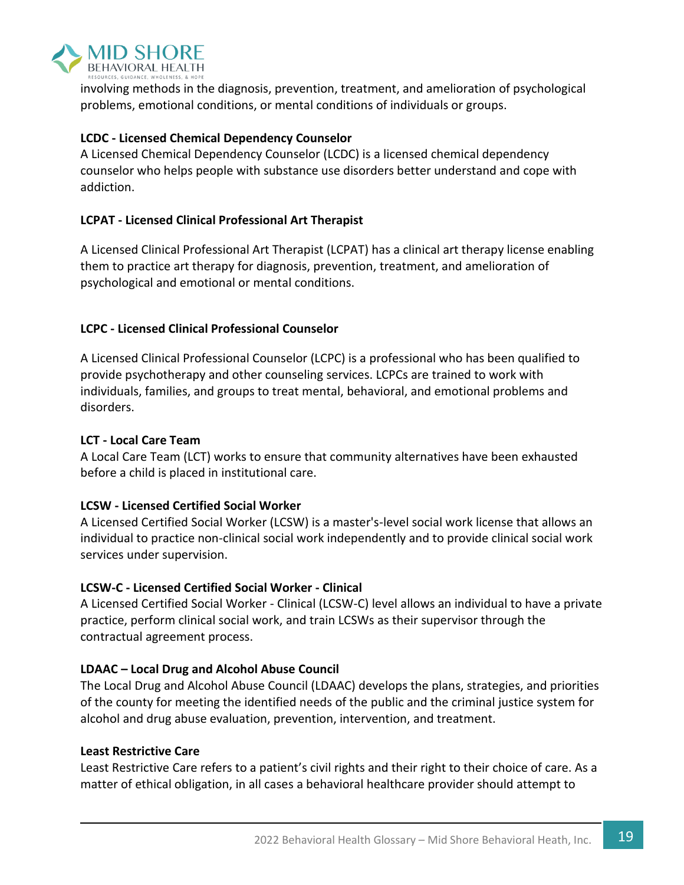involving methods in the diagnosis, prevention, treatment, and amelioration of psychological problems, emotional conditions, or mental conditions of individuals or groups.

**LCDC - Licensed Chemical Dependency Counselor**

A Licensed Chemical Dependency Counselor (LCDC) is a licensed chemical dependency counselor who helps people with substance use disorders better understand and cope with addiction.

**LCPAT - Licensed Clinical Professional Art Therapist**

A Licensed Clinical Professional Art Therapist (LCPAT) has a clinical art therapy license enabling them to practice art therapy for diagnosis, prevention, treatment, and amelioration of psychological and emotional or mental conditions.

**LCPC - Licensed Clinical Professional Counselor**

A Licensed Clinical Professional Counselor (LCPC) is a professional who has been qualified to provide psychotherapy and other counseling services. LCPCs are trained to work with individuals, families, and groups to treat mental, behavioral, and emotional problems and disorders.

**LCT - Local Care Team**

A Local Care Team (LCT) works to ensure that community alternatives have been exhausted before a child is placed in institutional care.

**LCSW - Licensed Certified Social Worker**

A Licensed Certified Social Worker (LCSW) is a master's-level social work license that allows an individual to practice non-clinical social work independently and to provide clinical social work services under supervision.

**LCSW-C - Licensed Certified Social Worker - Clinical**

A Licensed Certified Social Worker - Clinical (LCSW-C) level allows an individual to have a private practice, perform clinical social work, and train LCSWs as their supervisor through the contractual agreement process.

**LDAAC – Local Drug and Alcohol Abuse Council**

The Local Drug and Alcohol Abuse Council (LDAAC) develops the plans, strategies, and priorities of the county for meeting the identified needs of the public and the criminal justice system for alcohol and drug abuse evaluation, prevention, intervention, and treatment.

**Least Restrictive Care**

Least Restrictive Care refers to a patient's civil rights and their right to their choice of care. As a matter of ethical obligation, in all cases a behavioral healthcare provider should attempt to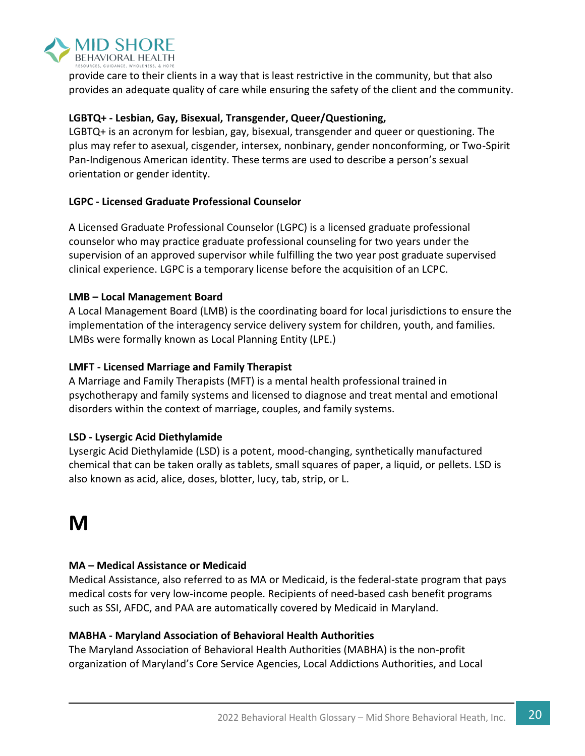provide care to their clients in a way that is least restrictive in the community, but that also provides an adequate quality of care while ensuring the safety of the client and the community.

**LGBTQ+ - Lesbian, Gay, Bisexual, Transgender, Queer/Questioning,**
LGBTQ+ is an acronym for lesbian, gay, bisexual, transgender and queer or questioning. The plus may refer to asexual, cisgender, intersex, nonbinary, gender nonconforming, or Two-Spirit Pan-Indigenous American identity. These terms are used to describe a person's sexual orientation or gender identity.

**LGPC - Licensed Graduate Professional Counselor**

A Licensed Graduate Professional Counselor (LGPC) is a licensed graduate professional counselor who may practice graduate professional counseling for two years under the supervision of an approved supervisor while fulfilling the two year post graduate supervised clinical experience. LGPC is a temporary license before the acquisition of an LCPC.

**LMB – Local Management Board**
A Local Management Board (LMB) is the coordinating board for local jurisdictions to ensure the implementation of the interagency service delivery system for children, youth, and families. LMBs were formally known as Local Planning Entity (LPE.)

**LMFT - Licensed Marriage and Family Therapist**
A Marriage and Family Therapists (MFT) is a mental health professional trained in psychotherapy and family systems and licensed to diagnose and treat mental and emotional disorders within the context of marriage, couples, and family systems.

**LSD - Lysergic Acid Diethylamide**
Lysergic Acid Diethylamide (LSD) is a potent, mood-changing, synthetically manufactured chemical that can be taken orally as tablets, small squares of paper, a liquid, or pellets. LSD is also known as acid, alice, doses, blotter, lucy, tab, strip, or L.

# M

**MA – Medical Assistance or Medicaid**
Medical Assistance, also referred to as MA or Medicaid, is the federal-state program that pays medical costs for very low-income people. Recipients of need-based cash benefit programs such as SSI, AFDC, and PAA are automatically covered by Medicaid in Maryland.

**MABHA - Maryland Association of Behavioral Health Authorities**
The Maryland Association of Behavioral Health Authorities (MABHA) is the non-profit organization of Maryland's Core Service Agencies, Local Addictions Authorities, and Local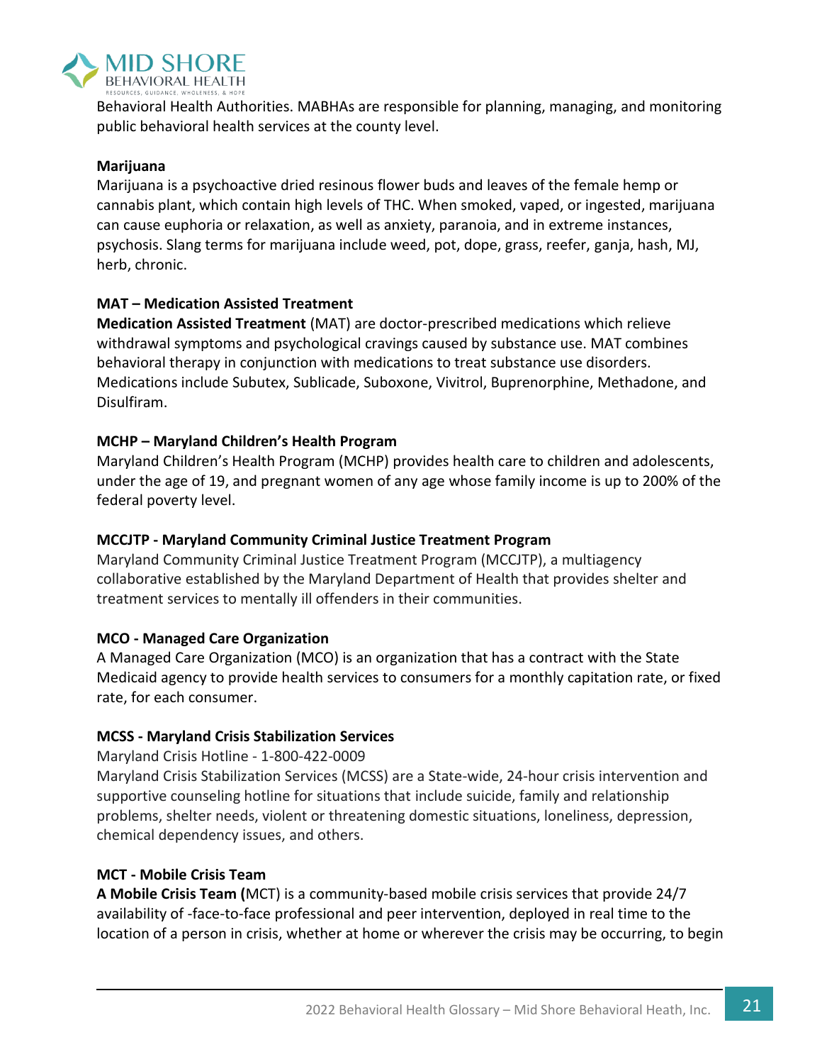Behavioral Health Authorities. MABHAs are responsible for planning, managing, and monitoring public behavioral health services at the county level.

**Marijuana**

Marijuana is a psychoactive dried resinous flower buds and leaves of the female hemp or cannabis plant, which contain high levels of THC. When smoked, vaped, or ingested, marijuana can cause euphoria or relaxation, as well as anxiety, paranoia, and in extreme instances, psychosis. Slang terms for marijuana include weed, pot, dope, grass, reefer, ganja, hash, MJ, herb, chronic.

**MAT – Medication Assisted Treatment**

**Medication Assisted Treatment** (MAT) are doctor-prescribed medications which relieve withdrawal symptoms and psychological cravings caused by substance use. MAT combines behavioral therapy in conjunction with medications to treat substance use disorders. Medications include Subutex, Sublicade, Suboxone, Vivitrol, Buprenorphine, Methadone, and Disulfiram.

**MCHP – Maryland Children's Health Program**

Maryland Children's Health Program (MCHP) provides health care to children and adolescents, under the age of 19, and pregnant women of any age whose family income is up to 200% of the federal poverty level.

**MCCJTP - Maryland Community Criminal Justice Treatment Program**

Maryland Community Criminal Justice Treatment Program (MCCJTP), a multiagency collaborative established by the Maryland Department of Health that provides shelter and treatment services to mentally ill offenders in their communities.

**MCO - Managed Care Organization**

A Managed Care Organization (MCO) is an organization that has a contract with the State Medicaid agency to provide health services to consumers for a monthly capitation rate, or fixed rate, for each consumer.

**MCSS - Maryland Crisis Stabilization Services**

Maryland Crisis Hotline - 1-800-422-0009

Maryland Crisis Stabilization Services (MCSS) are a State-wide, 24-hour crisis intervention and supportive counseling hotline for situations that include suicide, family and relationship problems, shelter needs, violent or threatening domestic situations, loneliness, depression, chemical dependency issues, and others.

**MCT - Mobile Crisis Team**

**A Mobile Crisis Team (**MCT) is a community-based mobile crisis services that provide 24/7 availability of -face-to-face professional and peer intervention, deployed in real time to the location of a person in crisis, whether at home or wherever the crisis may be occurring, to begin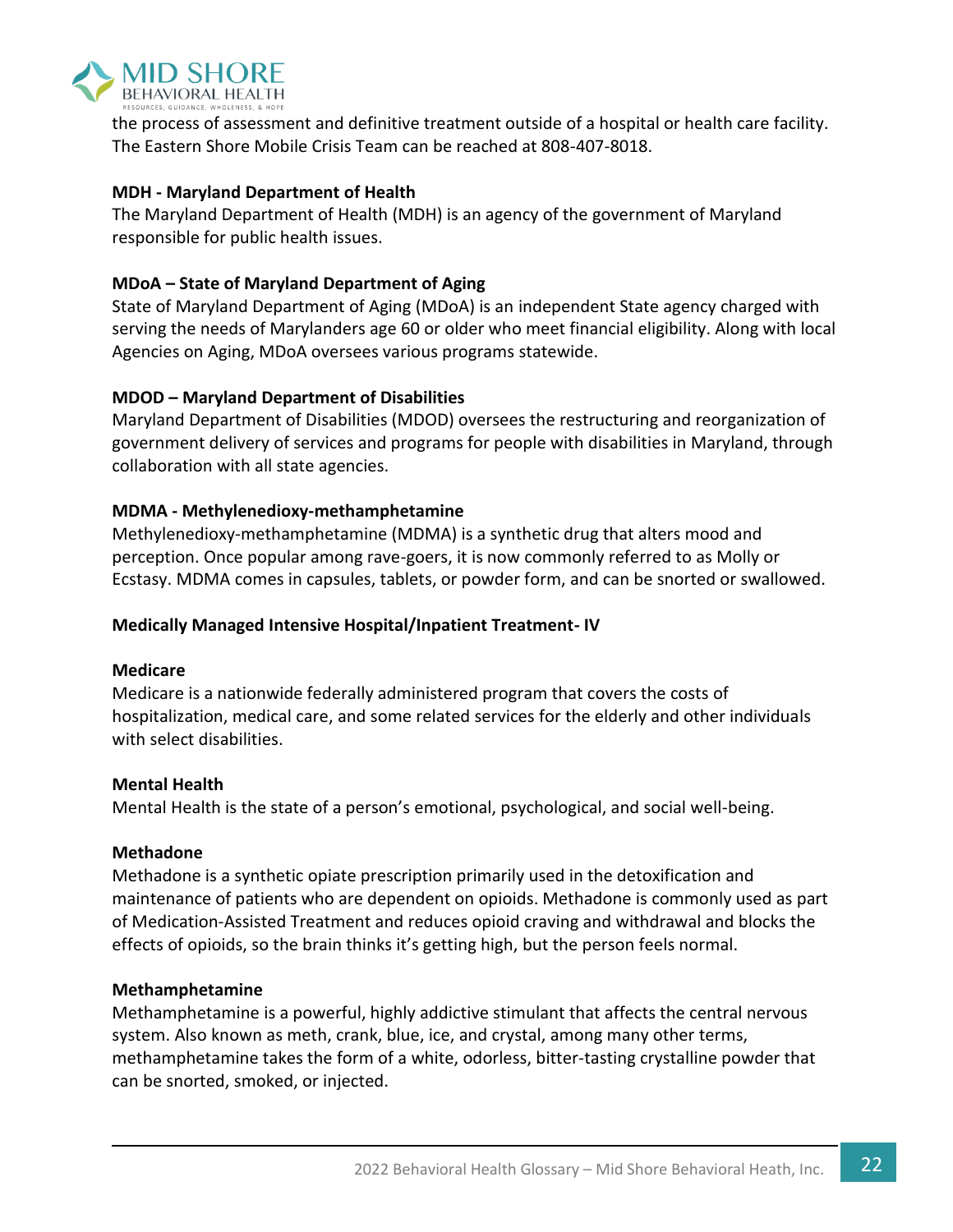the process of assessment and definitive treatment outside of a hospital or health care facility. The Eastern Shore Mobile Crisis Team can be reached at 808-407-8018.

**MDH - Maryland Department of Health**

The Maryland Department of Health (MDH) is an agency of the government of Maryland responsible for public health issues.

**MDoA – State of Maryland Department of Aging**

State of Maryland Department of Aging (MDoA) is an independent State agency charged with serving the needs of Marylanders age 60 or older who meet financial eligibility. Along with local Agencies on Aging, MDoA oversees various programs statewide.

**MDOD – Maryland Department of Disabilities**

Maryland Department of Disabilities (MDOD) oversees the restructuring and reorganization of government delivery of services and programs for people with disabilities in Maryland, through collaboration with all state agencies.

**MDMA - Methylenedioxy-methamphetamine**

Methylenedioxy-methamphetamine (MDMA) is a synthetic drug that alters mood and perception. Once popular among rave-goers, it is now commonly referred to as Molly or Ecstasy. MDMA comes in capsules, tablets, or powder form, and can be snorted or swallowed.

**Medically Managed Intensive Hospital/Inpatient Treatment- IV**

**Medicare**

Medicare is a nationwide federally administered program that covers the costs of hospitalization, medical care, and some related services for the elderly and other individuals with select disabilities.

**Mental Health**

Mental Health is the state of a person's emotional, psychological, and social well-being.

**Methadone**

Methadone is a synthetic opiate prescription primarily used in the detoxification and maintenance of patients who are dependent on opioids. Methadone is commonly used as part of Medication-Assisted Treatment and reduces opioid craving and withdrawal and blocks the effects of opioids, so the brain thinks it's getting high, but the person feels normal.

**Methamphetamine**

Methamphetamine is a powerful, highly addictive stimulant that affects the central nervous system. Also known as meth, crank, blue, ice, and crystal, among many other terms, methamphetamine takes the form of a white, odorless, bitter-tasting crystalline powder that can be snorted, smoked, or injected.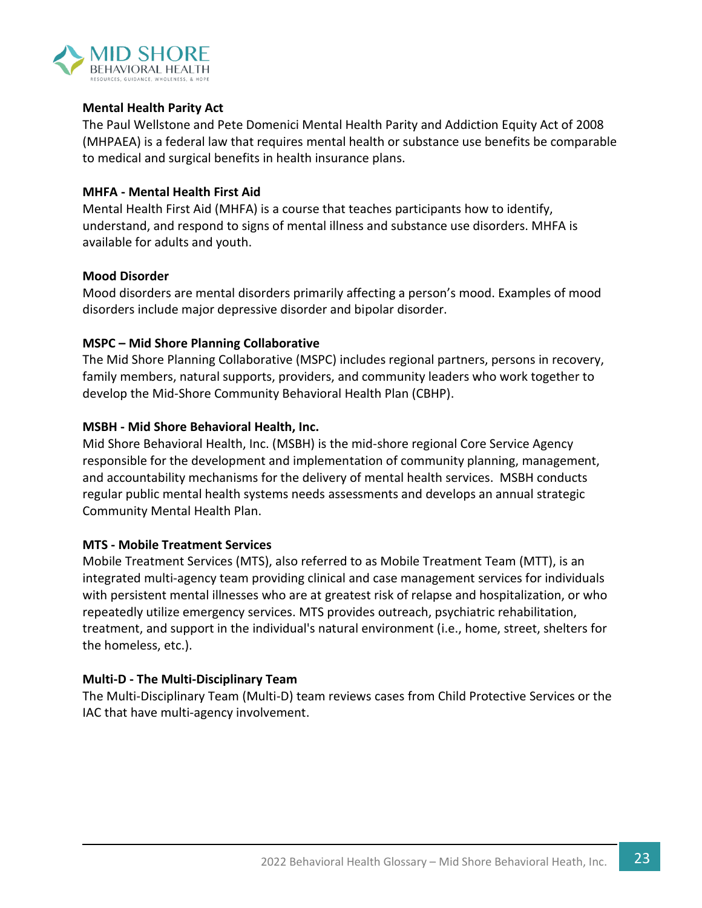**Mental Health Parity Act**
The Paul Wellstone and Pete Domenici Mental Health Parity and Addiction Equity Act of 2008 (MHPAEA) is a federal law that requires mental health or substance use benefits be comparable to medical and surgical benefits in health insurance plans.

**MHFA - Mental Health First Aid**
Mental Health First Aid (MHFA) is a course that teaches participants how to identify, understand, and respond to signs of mental illness and substance use disorders. MHFA is available for adults and youth.

**Mood Disorder**
Mood disorders are mental disorders primarily affecting a person's mood. Examples of mood disorders include major depressive disorder and bipolar disorder.

**MSPC – Mid Shore Planning Collaborative**
The Mid Shore Planning Collaborative (MSPC) includes regional partners, persons in recovery, family members, natural supports, providers, and community leaders who work together to develop the Mid-Shore Community Behavioral Health Plan (CBHP).

**MSBH - Mid Shore Behavioral Health, Inc.**
Mid Shore Behavioral Health, Inc. (MSBH) is the mid-shore regional Core Service Agency responsible for the development and implementation of community planning, management, and accountability mechanisms for the delivery of mental health services. MSBH conducts regular public mental health systems needs assessments and develops an annual strategic Community Mental Health Plan.

**MTS - Mobile Treatment Services**
Mobile Treatment Services (MTS), also referred to as Mobile Treatment Team (MTT), is an integrated multi-agency team providing clinical and case management services for individuals with persistent mental illnesses who are at greatest risk of relapse and hospitalization, or who repeatedly utilize emergency services. MTS provides outreach, psychiatric rehabilitation, treatment, and support in the individual's natural environment (i.e., home, street, shelters for the homeless, etc.).

**Multi-D - The Multi-Disciplinary Team**
The Multi-Disciplinary Team (Multi-D) team reviews cases from Child Protective Services or the IAC that have multi-agency involvement.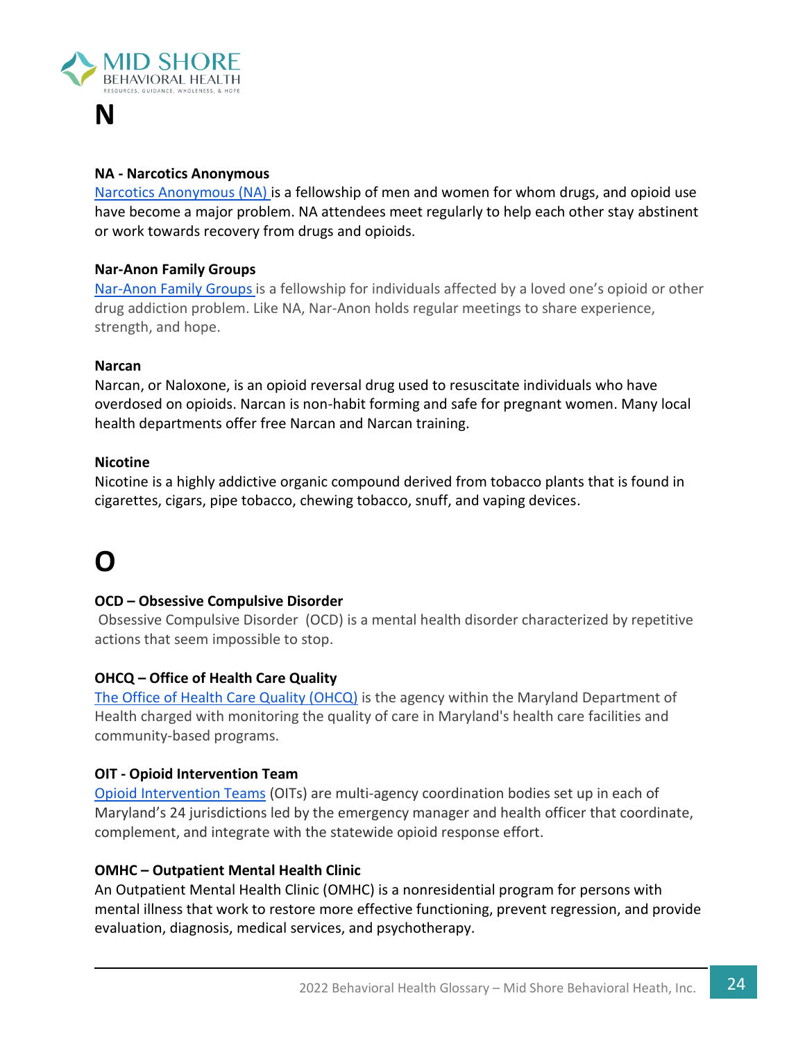# N

### NA - Narcotics Anonymous

Narcotics Anonymous (NA) is a fellowship of men and women for whom drugs, and opioid use have become a major problem. NA attendees meet regularly to help each other stay abstinent or work towards recovery from drugs and opioids.

### Nar-Anon Family Groups

Nar-Anon Family Groups is a fellowship for individuals affected by a loved one's opioid or other drug addiction problem. Like NA, Nar-Anon holds regular meetings to share experience, strength, and hope.

### Narcan

Narcan, or Naloxone, is an opioid reversal drug used to resuscitate individuals who have overdosed on opioids. Narcan is non-habit forming and safe for pregnant women. Many local health departments offer free Narcan and Narcan training.

### Nicotine

Nicotine is a highly addictive organic compound derived from tobacco plants that is found in cigarettes, cigars, pipe tobacco, chewing tobacco, snuff, and vaping devices.

# O

### OCD – Obsessive Compulsive Disorder

Obsessive Compulsive Disorder (OCD) is a mental health disorder characterized by repetitive actions that seem impossible to stop.

### OHCQ – Office of Health Care Quality

The Office of Health Care Quality (OHCQ) is the agency within the Maryland Department of Health charged with monitoring the quality of care in Maryland's health care facilities and community-based programs.

### OIT - Opioid Intervention Team

Opioid Intervention Teams (OITs) are multi-agency coordination bodies set up in each of Maryland's 24 jurisdictions led by the emergency manager and health officer that coordinate, complement, and integrate with the statewide opioid response effort.

### OMHC – Outpatient Mental Health Clinic

An Outpatient Mental Health Clinic (OMHC) is a nonresidential program for persons with mental illness that work to restore more effective functioning, prevent regression, and provide evaluation, diagnosis, medical services, and psychotherapy.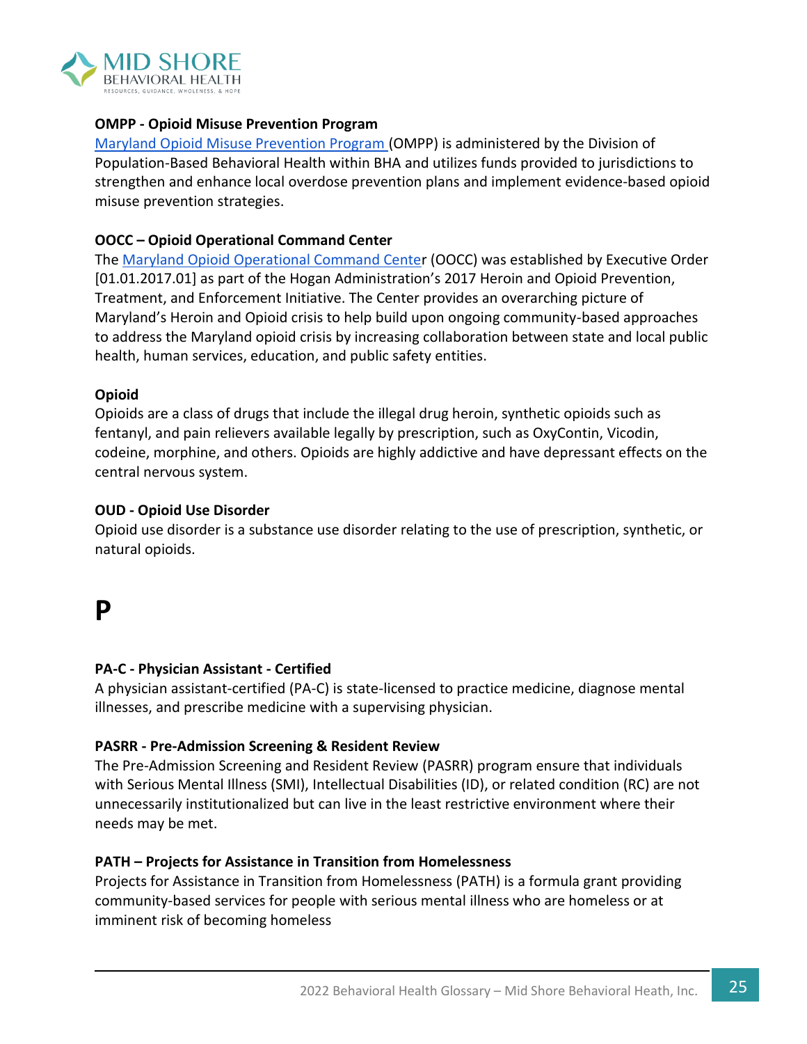**OMPP - Opioid Misuse Prevention Program**

[Maryland Opioid Misuse Prevention Program](#) (OMPP) is administered by the Division of Population-Based Behavioral Health within BHA and utilizes funds provided to jurisdictions to strengthen and enhance local overdose prevention plans and implement evidence-based opioid misuse prevention strategies.

**OOCC – Opioid Operational Command Center**

The [Maryland Opioid Operational Command Center](#) (OOCC) was established by Executive Order [01.01.2017.01] as part of the Hogan Administration's 2017 Heroin and Opioid Prevention, Treatment, and Enforcement Initiative. The Center provides an overarching picture of Maryland's Heroin and Opioid crisis to help build upon ongoing community-based approaches to address the Maryland opioid crisis by increasing collaboration between state and local public health, human services, education, and public safety entities.

**Opioid**

Opioids are a class of drugs that include the illegal drug heroin, synthetic opioids such as fentanyl, and pain relievers available legally by prescription, such as OxyContin, Vicodin, codeine, morphine, and others. Opioids are highly addictive and have depressant effects on the central nervous system.

**OUD - Opioid Use Disorder**

Opioid use disorder is a substance use disorder relating to the use of prescription, synthetic, or natural opioids.

# P

**PA-C - Physician Assistant - Certified**

A physician assistant-certified (PA-C) is state-licensed to practice medicine, diagnose mental illnesses, and prescribe medicine with a supervising physician.

**PASRR - Pre-Admission Screening & Resident Review**

The Pre-Admission Screening and Resident Review (PASRR) program ensure that individuals with Serious Mental Illness (SMI), Intellectual Disabilities (ID), or related condition (RC) are not unnecessarily institutionalized but can live in the least restrictive environment where their needs may be met.

**PATH – Projects for Assistance in Transition from Homelessness**

Projects for Assistance in Transition from Homelessness (PATH) is a formula grant providing community-based services for people with serious mental illness who are homeless or at imminent risk of becoming homeless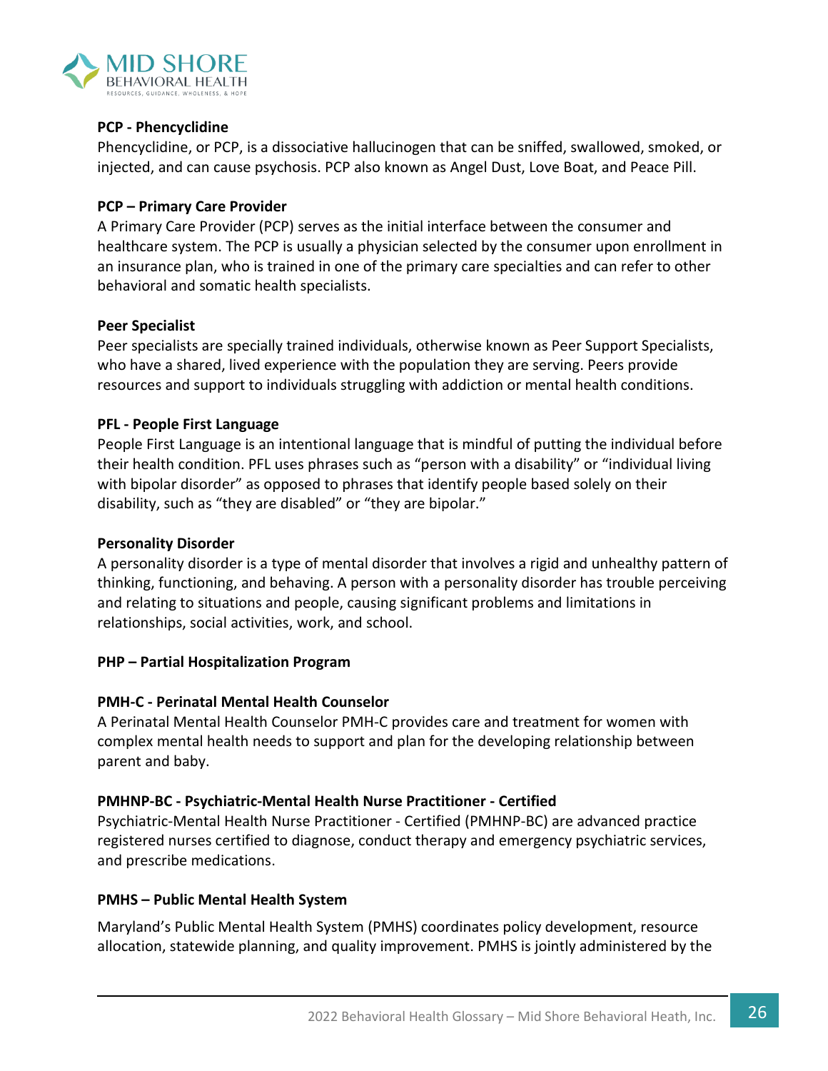**PCP - Phencyclidine**

Phencyclidine, or PCP, is a dissociative hallucinogen that can be sniffed, swallowed, smoked, or injected, and can cause psychosis. PCP also known as Angel Dust, Love Boat, and Peace Pill.

**PCP – Primary Care Provider**

A Primary Care Provider (PCP) serves as the initial interface between the consumer and healthcare system. The PCP is usually a physician selected by the consumer upon enrollment in an insurance plan, who is trained in one of the primary care specialties and can refer to other behavioral and somatic health specialists.

**Peer Specialist**

Peer specialists are specially trained individuals, otherwise known as Peer Support Specialists, who have a shared, lived experience with the population they are serving. Peers provide resources and support to individuals struggling with addiction or mental health conditions.

**PFL - People First Language**

People First Language is an intentional language that is mindful of putting the individual before their health condition. PFL uses phrases such as "person with a disability" or "individual living with bipolar disorder" as opposed to phrases that identify people based solely on their disability, such as "they are disabled" or "they are bipolar."

**Personality Disorder**

A personality disorder is a type of mental disorder that involves a rigid and unhealthy pattern of thinking, functioning, and behaving. A person with a personality disorder has trouble perceiving and relating to situations and people, causing significant problems and limitations in relationships, social activities, work, and school.

**PHP – Partial Hospitalization Program**

**PMH-C - Perinatal Mental Health Counselor**

A Perinatal Mental Health Counselor PMH-C provides care and treatment for women with complex mental health needs to support and plan for the developing relationship between parent and baby.

**PMHNP-BC - Psychiatric-Mental Health Nurse Practitioner - Certified**

Psychiatric-Mental Health Nurse Practitioner - Certified (PMHNP-BC) are advanced practice registered nurses certified to diagnose, conduct therapy and emergency psychiatric services, and prescribe medications.

**PMHS – Public Mental Health System**

Maryland's Public Mental Health System (PMHS) coordinates policy development, resource allocation, statewide planning, and quality improvement. PMHS is jointly administered by the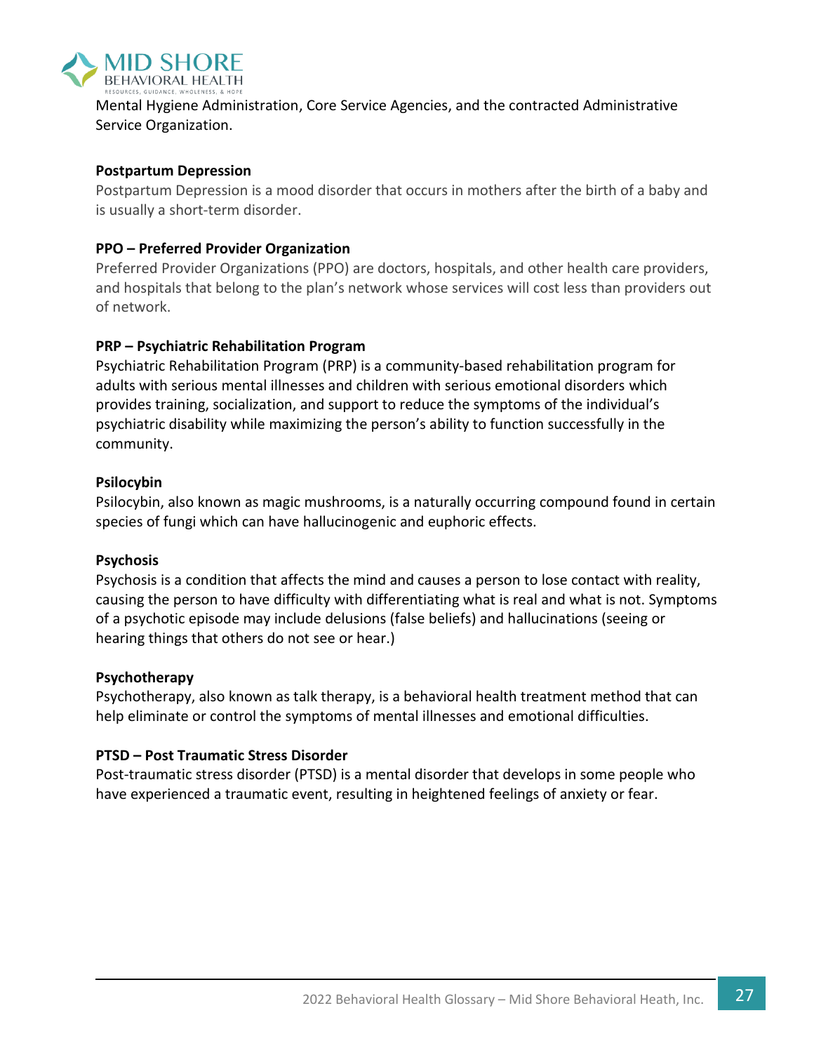Mental Hygiene Administration, Core Service Agencies, and the contracted Administrative Service Organization.

**Postpartum Depression**

Postpartum Depression is a mood disorder that occurs in mothers after the birth of a baby and is usually a short-term disorder.

**PPO – Preferred Provider Organization**

Preferred Provider Organizations (PPO) are doctors, hospitals, and other health care providers, and hospitals that belong to the plan's network whose services will cost less than providers out of network.

**PRP – Psychiatric Rehabilitation Program**

Psychiatric Rehabilitation Program (PRP) is a community-based rehabilitation program for adults with serious mental illnesses and children with serious emotional disorders which provides training, socialization, and support to reduce the symptoms of the individual's psychiatric disability while maximizing the person's ability to function successfully in the community.

**Psilocybin**

Psilocybin, also known as magic mushrooms, is a naturally occurring compound found in certain species of fungi which can have hallucinogenic and euphoric effects.

**Psychosis**

Psychosis is a condition that affects the mind and causes a person to lose contact with reality, causing the person to have difficulty with differentiating what is real and what is not. Symptoms of a psychotic episode may include delusions (false beliefs) and hallucinations (seeing or hearing things that others do not see or hear.)

**Psychotherapy**

Psychotherapy, also known as talk therapy, is a behavioral health treatment method that can help eliminate or control the symptoms of mental illnesses and emotional difficulties.

**PTSD – Post Traumatic Stress Disorder**

Post-traumatic stress disorder (PTSD) is a mental disorder that develops in some people who have experienced a traumatic event, resulting in heightened feelings of anxiety or fear.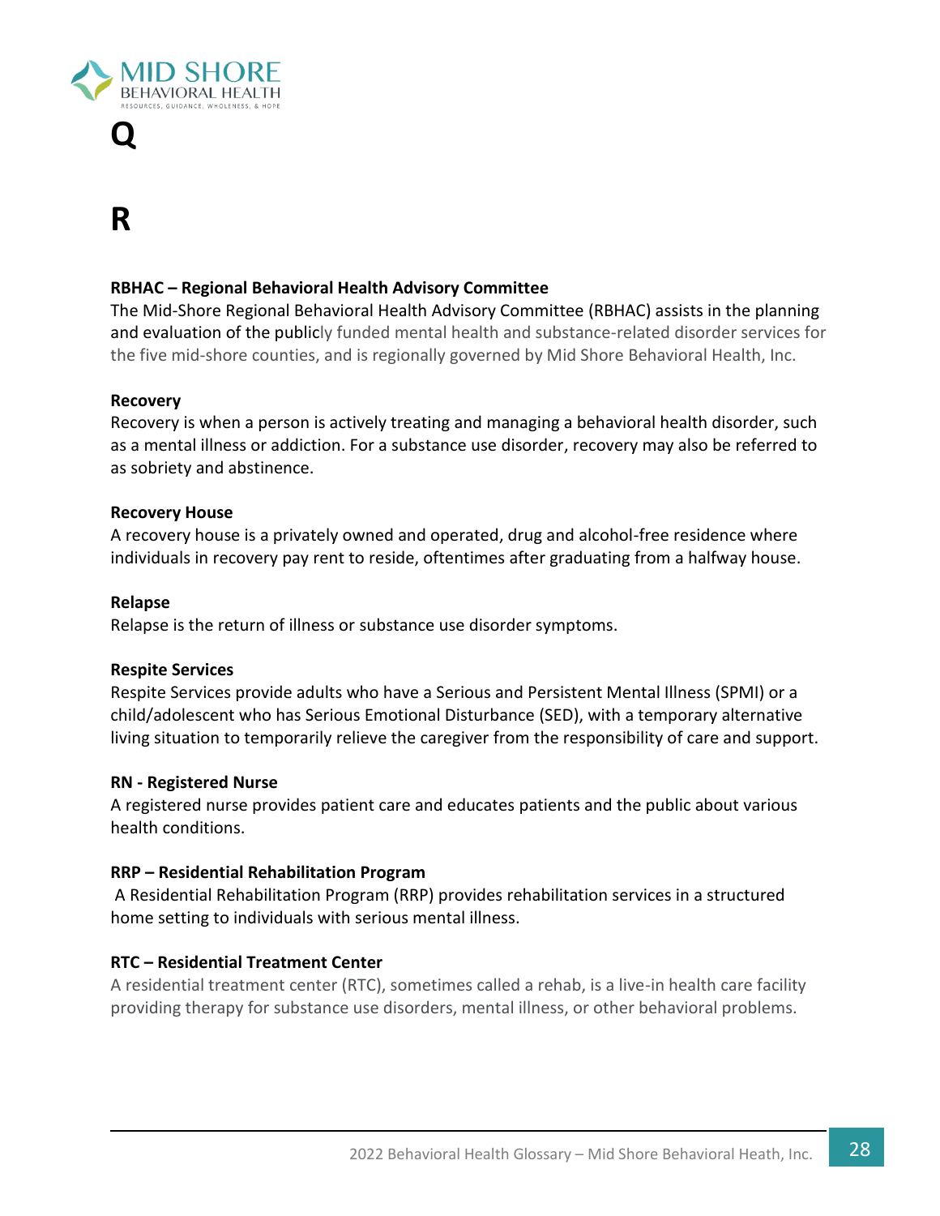# Q

# R

**RBHAC – Regional Behavioral Health Advisory Committee**

The Mid-Shore Regional Behavioral Health Advisory Committee (RBHAC) assists in the planning and evaluation of the publicly funded mental health and substance-related disorder services for the five mid-shore counties, and is regionally governed by Mid Shore Behavioral Health, Inc.

**Recovery**

Recovery is when a person is actively treating and managing a behavioral health disorder, such as a mental illness or addiction. For a substance use disorder, recovery may also be referred to as sobriety and abstinence.

**Recovery House**

A recovery house is a privately owned and operated, drug and alcohol-free residence where individuals in recovery pay rent to reside, oftentimes after graduating from a halfway house.

**Relapse**

Relapse is the return of illness or substance use disorder symptoms.

**Respite Services**

Respite Services provide adults who have a Serious and Persistent Mental Illness (SPMI) or a child/adolescent who has Serious Emotional Disturbance (SED), with a temporary alternative living situation to temporarily relieve the caregiver from the responsibility of care and support.

**RN - Registered Nurse**

A registered nurse provides patient care and educates patients and the public about various health conditions.

**RRP – Residential Rehabilitation Program**

A Residential Rehabilitation Program (RRP) provides rehabilitation services in a structured home setting to individuals with serious mental illness.

**RTC – Residential Treatment Center**

A residential treatment center (RTC), sometimes called a rehab, is a live-in health care facility providing therapy for substance use disorders, mental illness, or other behavioral problems.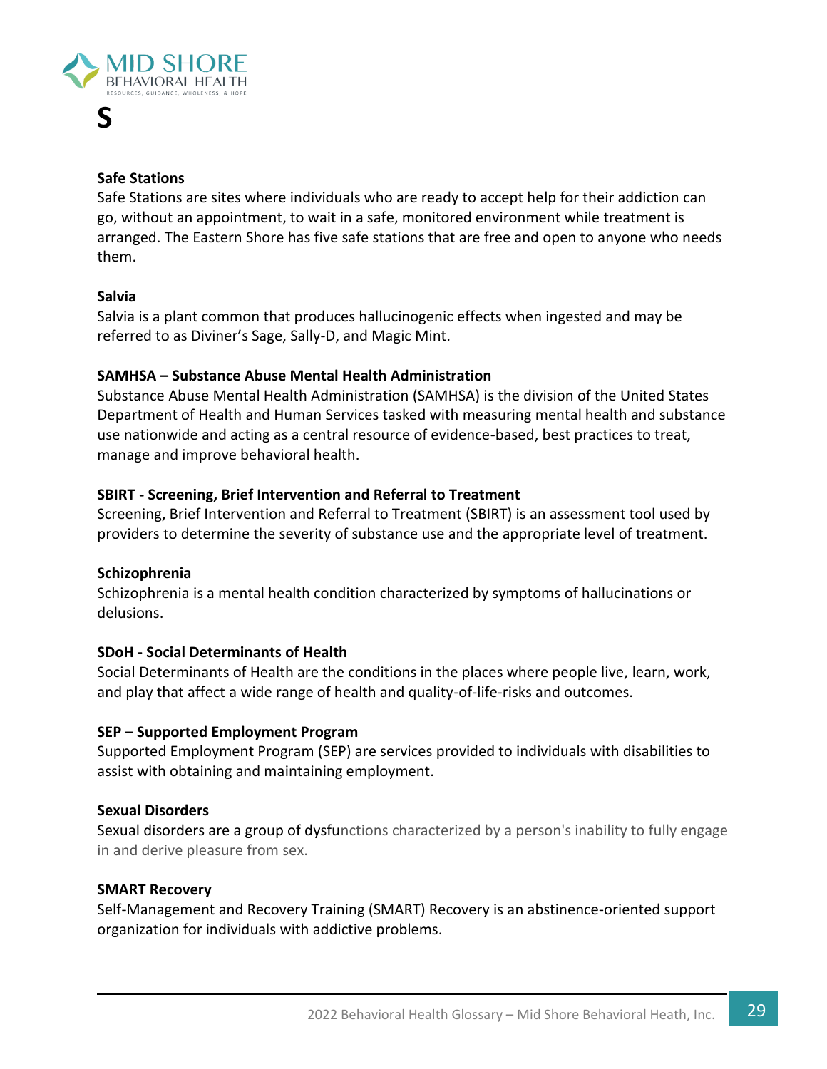# S

**Safe Stations**

Safe Stations are sites where individuals who are ready to accept help for their addiction can go, without an appointment, to wait in a safe, monitored environment while treatment is arranged. The Eastern Shore has five safe stations that are free and open to anyone who needs them.

**Salvia**

Salvia is a plant common that produces hallucinogenic effects when ingested and may be referred to as Diviner's Sage, Sally-D, and Magic Mint.

**SAMHSA – Substance Abuse Mental Health Administration**

Substance Abuse Mental Health Administration (SAMHSA) is the division of the United States Department of Health and Human Services tasked with measuring mental health and substance use nationwide and acting as a central resource of evidence-based, best practices to treat, manage and improve behavioral health.

**SBIRT - Screening, Brief Intervention and Referral to Treatment**

Screening, Brief Intervention and Referral to Treatment (SBIRT) is an assessment tool used by providers to determine the severity of substance use and the appropriate level of treatment.

**Schizophrenia**

Schizophrenia is a mental health condition characterized by symptoms of hallucinations or delusions.

**SDoH - Social Determinants of Health**

Social Determinants of Health are the conditions in the places where people live, learn, work, and play that affect a wide range of health and quality-of-life-risks and outcomes.

**SEP – Supported Employment Program**

Supported Employment Program (SEP) are services provided to individuals with disabilities to assist with obtaining and maintaining employment.

**Sexual Disorders**

Sexual disorders are a group of dysfunctions characterized by a person's inability to fully engage in and derive pleasure from sex.

**SMART Recovery**

Self-Management and Recovery Training (SMART) Recovery is an abstinence-oriented support organization for individuals with addictive problems.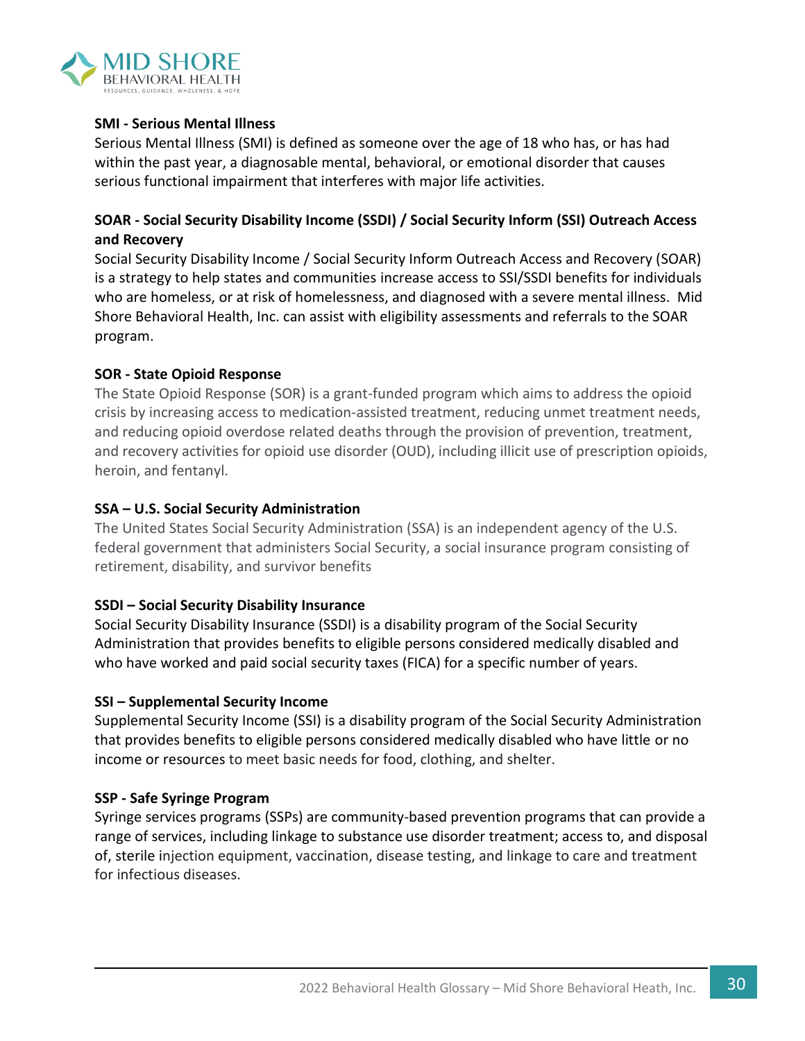**SMI - Serious Mental Illness**

Serious Mental Illness (SMI) is defined as someone over the age of 18 who has, or has had within the past year, a diagnosable mental, behavioral, or emotional disorder that causes serious functional impairment that interferes with major life activities.

**SOAR - Social Security Disability Income (SSDI) / Social Security Inform (SSI) Outreach Access and Recovery**

Social Security Disability Income / Social Security Inform Outreach Access and Recovery (SOAR) is a strategy to help states and communities increase access to SSI/SSDI benefits for individuals who are homeless, or at risk of homelessness, and diagnosed with a severe mental illness. Mid Shore Behavioral Health, Inc. can assist with eligibility assessments and referrals to the SOAR program.

**SOR - State Opioid Response**

The State Opioid Response (SOR) is a grant-funded program which aims to address the opioid crisis by increasing access to medication-assisted treatment, reducing unmet treatment needs, and reducing opioid overdose related deaths through the provision of prevention, treatment, and recovery activities for opioid use disorder (OUD), including illicit use of prescription opioids, heroin, and fentanyl.

**SSA – U.S. Social Security Administration**

The United States Social Security Administration (SSA) is an independent agency of the U.S. federal government that administers Social Security, a social insurance program consisting of retirement, disability, and survivor benefits

**SSDI – Social Security Disability Insurance**

Social Security Disability Insurance (SSDI) is a disability program of the Social Security Administration that provides benefits to eligible persons considered medically disabled and who have worked and paid social security taxes (FICA) for a specific number of years.

**SSI – Supplemental Security Income**

Supplemental Security Income (SSI) is a disability program of the Social Security Administration that provides benefits to eligible persons considered medically disabled who have little or no income or resources to meet basic needs for food, clothing, and shelter.

**SSP - Safe Syringe Program**

Syringe services programs (SSPs) are community-based prevention programs that can provide a range of services, including linkage to substance use disorder treatment; access to, and disposal of, sterile injection equipment, vaccination, disease testing, and linkage to care and treatment for infectious diseases.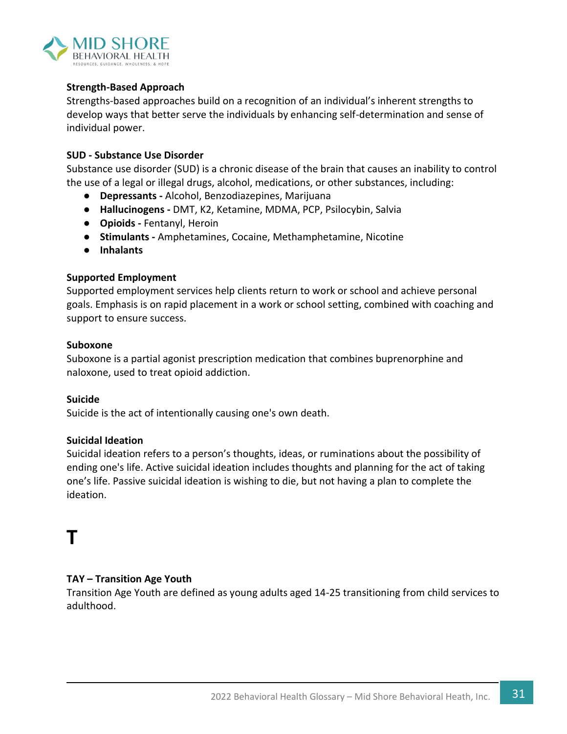**Strength-Based Approach**
Strengths-based approaches build on a recognition of an individual's inherent strengths to develop ways that better serve the individuals by enhancing self-determination and sense of individual power.

**SUD - Substance Use Disorder**
Substance use disorder (SUD) is a chronic disease of the brain that causes an inability to control the use of a legal or illegal drugs, alcohol, medications, or other substances, including:

- **Depressants -** Alcohol, Benzodiazepines, Marijuana
- **Hallucinogens -** DMT, K2, Ketamine, MDMA, PCP, Psilocybin, Salvia
- **Opioids -** Fentanyl, Heroin
- **Stimulants -** Amphetamines, Cocaine, Methamphetamine, Nicotine
- **Inhalants**

**Supported Employment**
Supported employment services help clients return to work or school and achieve personal goals. Emphasis is on rapid placement in a work or school setting, combined with coaching and support to ensure success.

**Suboxone**
Suboxone is a partial agonist prescription medication that combines buprenorphine and naloxone, used to treat opioid addiction.

**Suicide**
Suicide is the act of intentionally causing one's own death.

**Suicidal Ideation**
Suicidal ideation refers to a person's thoughts, ideas, or ruminations about the possibility of ending one's life. Active suicidal ideation includes thoughts and planning for the act of taking one's life. Passive suicidal ideation is wishing to die, but not having a plan to complete the ideation.

# T

**TAY – Transition Age Youth**
Transition Age Youth are defined as young adults aged 14-25 transitioning from child services to adulthood.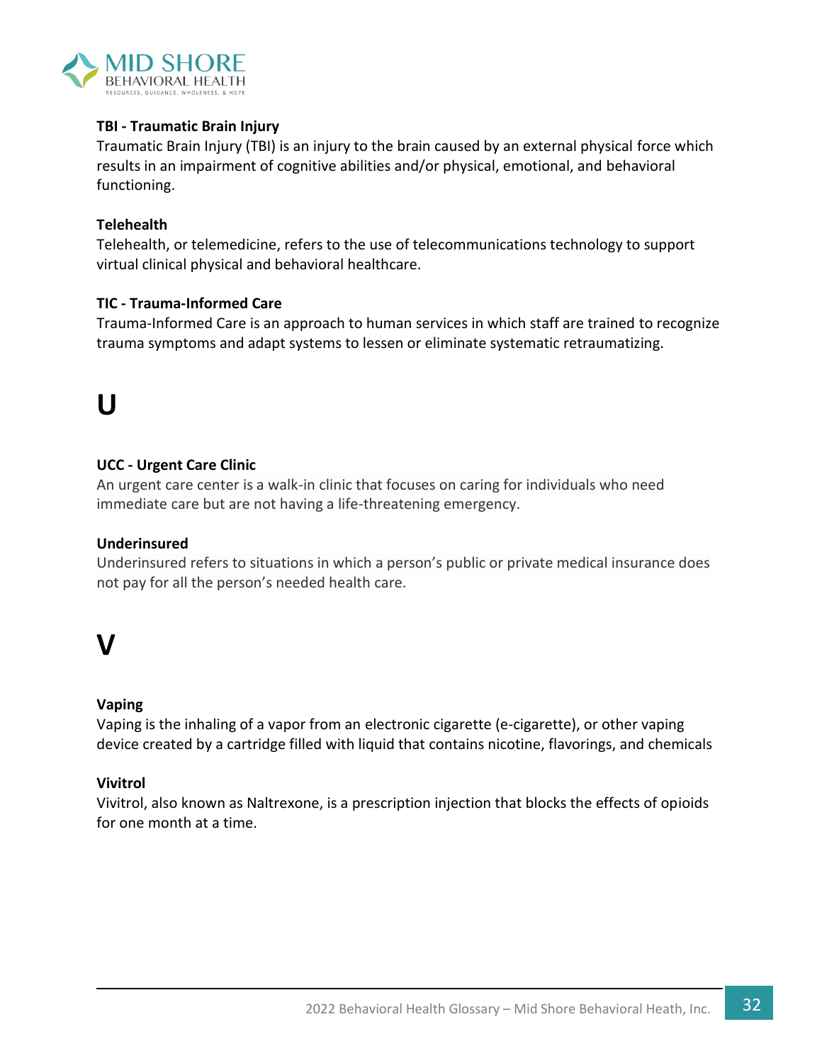**TBI - Traumatic Brain Injury**

Traumatic Brain Injury (TBI) is an injury to the brain caused by an external physical force which results in an impairment of cognitive abilities and/or physical, emotional, and behavioral functioning.

**Telehealth**

Telehealth, or telemedicine, refers to the use of telecommunications technology to support virtual clinical physical and behavioral healthcare.

**TIC - Trauma-Informed Care**

Trauma-Informed Care is an approach to human services in which staff are trained to recognize trauma symptoms and adapt systems to lessen or eliminate systematic retraumatizing.

# U

**UCC - Urgent Care Clinic**

An urgent care center is a walk-in clinic that focuses on caring for individuals who need immediate care but are not having a life-threatening emergency.

**Underinsured**

Underinsured refers to situations in which a person's public or private medical insurance does not pay for all the person's needed health care.

# V

**Vaping**

Vaping is the inhaling of a vapor from an electronic cigarette (e-cigarette), or other vaping device created by a cartridge filled with liquid that contains nicotine, flavorings, and chemicals

**Vivitrol**

Vivitrol, also known as Naltrexone, is a prescription injection that blocks the effects of opioids for one month at a time.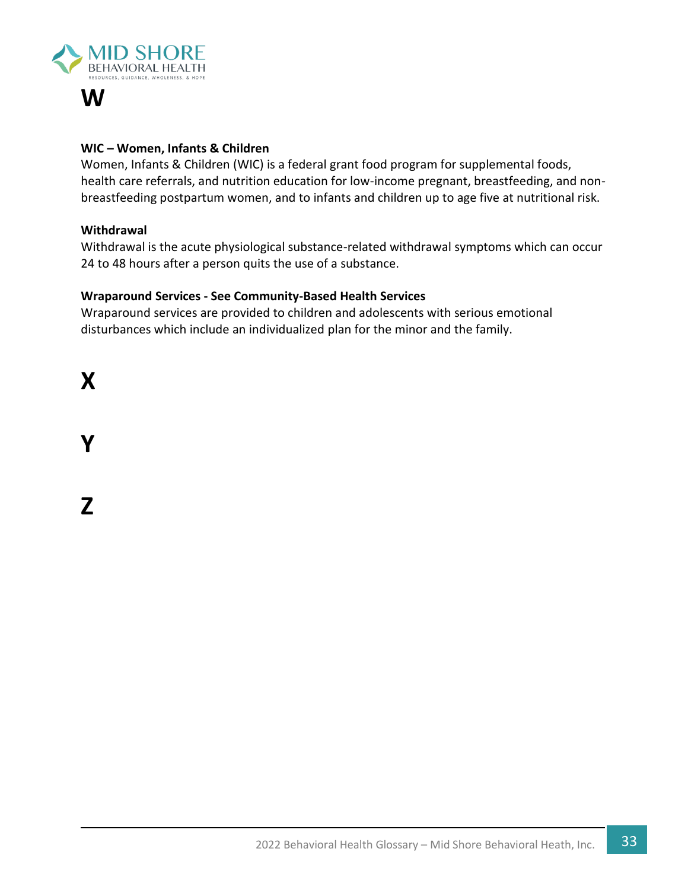# W

**WIC – Women, Infants & Children**

Women, Infants & Children (WIC) is a federal grant food program for supplemental foods, health care referrals, and nutrition education for low-income pregnant, breastfeeding, and non-breastfeeding postpartum women, and to infants and children up to age five at nutritional risk.

**Withdrawal**

Withdrawal is the acute physiological substance-related withdrawal symptoms which can occur 24 to 48 hours after a person quits the use of a substance.

**Wraparound Services - See Community-Based Health Services**

Wraparound services are provided to children and adolescents with serious emotional disturbances which include an individualized plan for the minor and the family.

# X

# Y

# Z